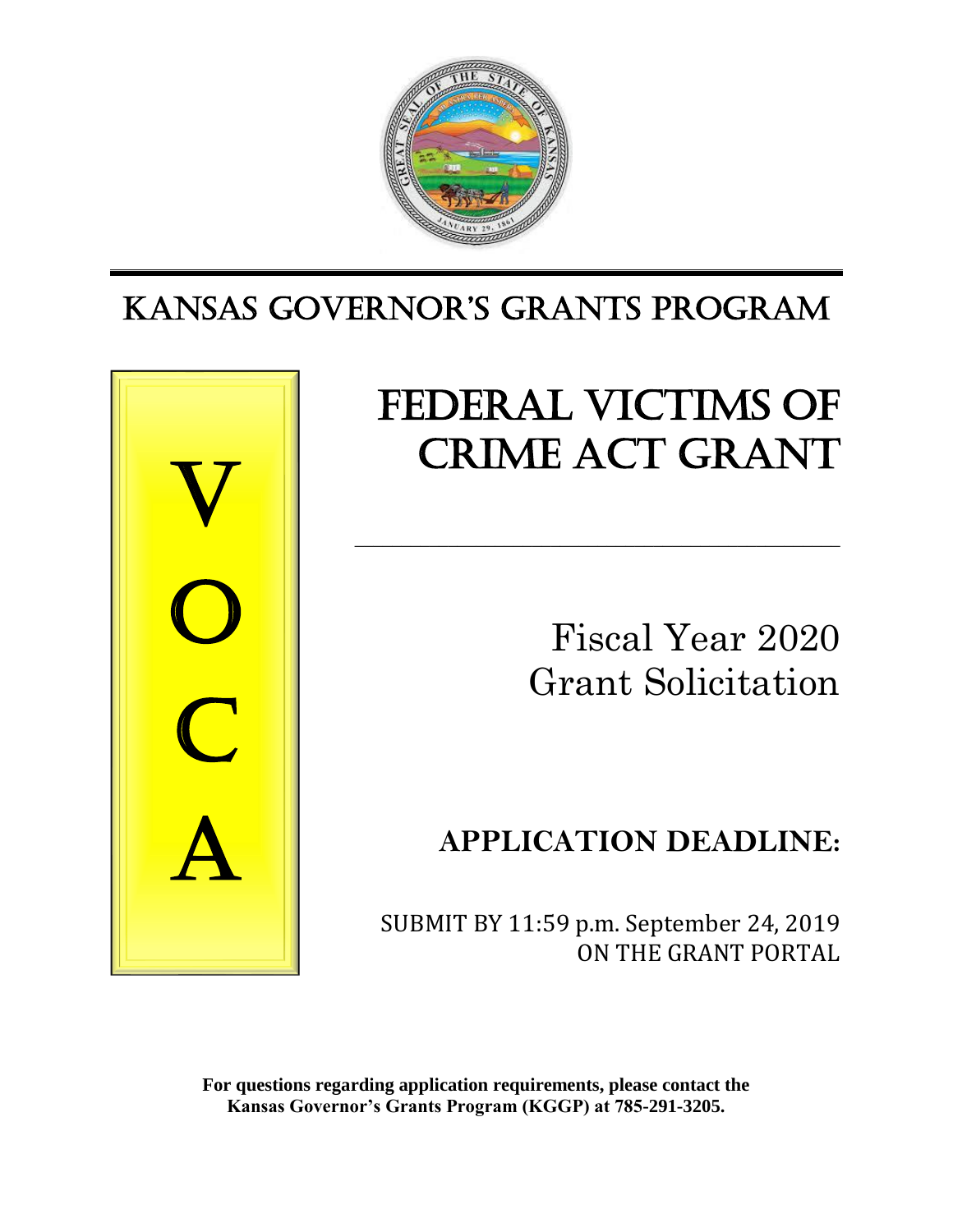# KANSAS GOVERNOR'S GRANTS PROGRAM

V

O

C

A

# FEDERAL VICTIMS OF CRIME ACT GRANT

---

## Fiscal Year 2020 Grant Solicitation

## APPLICATION DEADLINE:

SUBMIT BY 11:59 p.m. September 24, 2019 ON THE GRANT PORTAL

**For questions regarding application requirements, please contact the Kansas Governor's Grants Program (KGGP) at 785-291-3205.**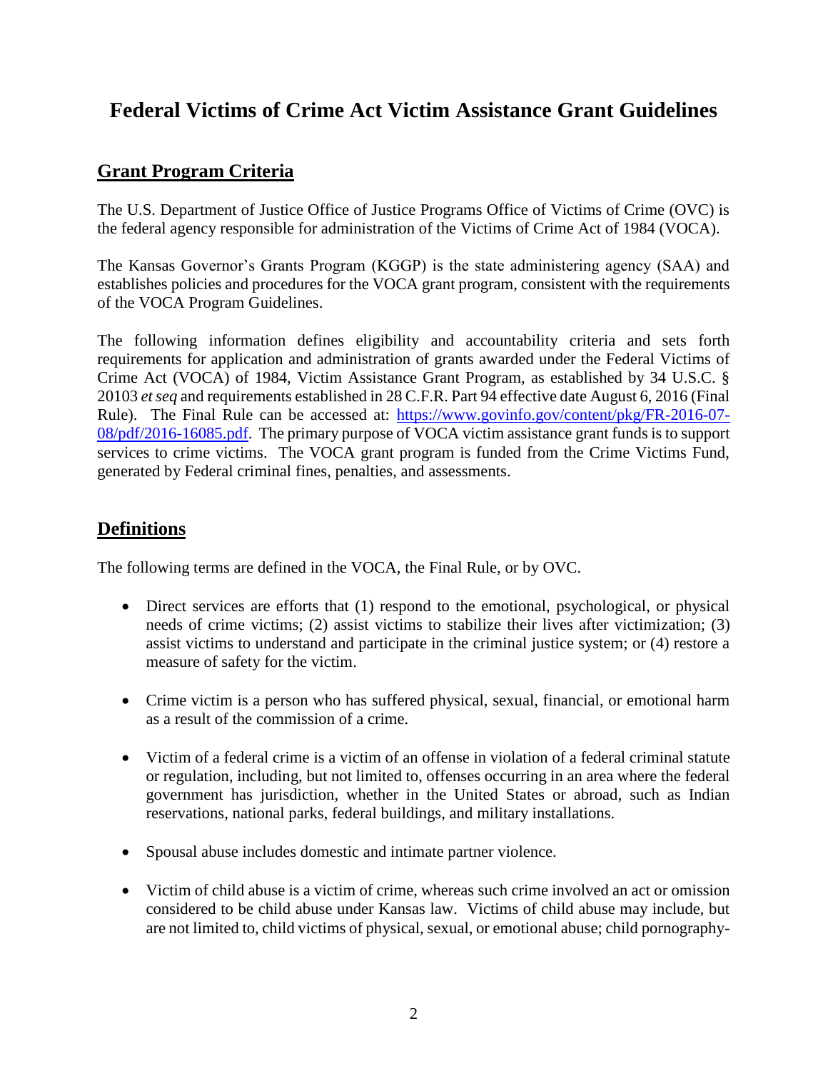# Federal Victims of Crime Act Victim Assistance Grant Guidelines

## Grant Program Criteria

The U.S. Department of Justice Office of Justice Programs Office of Victims of Crime (OVC) is the federal agency responsible for administration of the Victims of Crime Act of 1984 (VOCA).

The Kansas Governor's Grants Program (KGGP) is the state administering agency (SAA) and establishes policies and procedures for the VOCA grant program, consistent with the requirements of the VOCA Program Guidelines.

The following information defines eligibility and accountability criteria and sets forth requirements for application and administration of grants awarded under the Federal Victims of Crime Act (VOCA) of 1984, Victim Assistance Grant Program, as established by 34 U.S.C. § 20103 *et seq* and requirements established in 28 C.F.R. Part 94 effective date August 6, 2016 (Final Rule). The Final Rule can be accessed at: [https://www.govinfo.gov/content/pkg/FR-2016-07-08/pdf/2016-16085.pdf](https://www.govinfo.gov/content/pkg/FR-2016-07-08/pdf/2016-16085.pdf). The primary purpose of VOCA victim assistance grant funds is to support services to crime victims. The VOCA grant program is funded from the Crime Victims Fund, generated by Federal criminal fines, penalties, and assessments.

## Definitions

The following terms are defined in the VOCA, the Final Rule, or by OVC.

- Direct services are efforts that (1) respond to the emotional, psychological, or physical needs of crime victims; (2) assist victims to stabilize their lives after victimization; (3) assist victims to understand and participate in the criminal justice system; or (4) restore a measure of safety for the victim.
- Crime victim is a person who has suffered physical, sexual, financial, or emotional harm as a result of the commission of a crime.
- Victim of a federal crime is a victim of an offense in violation of a federal criminal statute or regulation, including, but not limited to, offenses occurring in an area where the federal government has jurisdiction, whether in the United States or abroad, such as Indian reservations, national parks, federal buildings, and military installations.
- Spousal abuse includes domestic and intimate partner violence.
- Victim of child abuse is a victim of crime, whereas such crime involved an act or omission considered to be child abuse under Kansas law. Victims of child abuse may include, but are not limited to, child victims of physical, sexual, or emotional abuse; child pornography-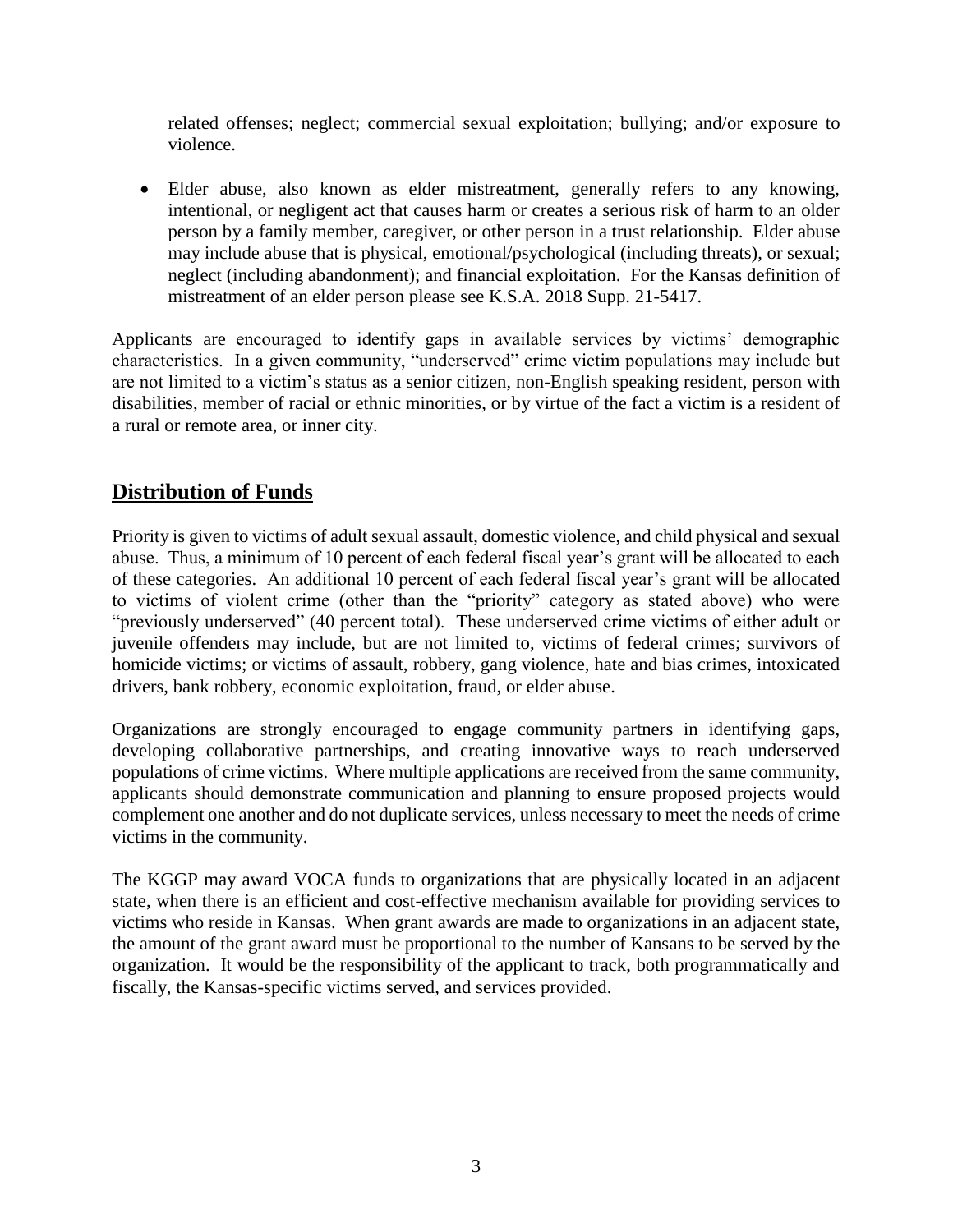related offenses; neglect; commercial sexual exploitation; bullying; and/or exposure to violence.

- Elder abuse, also known as elder mistreatment, generally refers to any knowing, intentional, or negligent act that causes harm or creates a serious risk of harm to an older person by a family member, caregiver, or other person in a trust relationship. Elder abuse may include abuse that is physical, emotional/psychological (including threats), or sexual; neglect (including abandonment); and financial exploitation. For the Kansas definition of mistreatment of an elder person please see K.S.A. 2018 Supp. 21-5417.

Applicants are encouraged to identify gaps in available services by victims' demographic characteristics. In a given community, "underserved" crime victim populations may include but are not limited to a victim's status as a senior citizen, non-English speaking resident, person with disabilities, member of racial or ethnic minorities, or by virtue of the fact a victim is a resident of a rural or remote area, or inner city.

## Distribution of Funds

Priority is given to victims of adult sexual assault, domestic violence, and child physical and sexual abuse. Thus, a minimum of 10 percent of each federal fiscal year's grant will be allocated to each of these categories. An additional 10 percent of each federal fiscal year's grant will be allocated to victims of violent crime (other than the "priority" category as stated above) who were "previously underserved" (40 percent total). These underserved crime victims of either adult or juvenile offenders may include, but are not limited to, victims of federal crimes; survivors of homicide victims; or victims of assault, robbery, gang violence, hate and bias crimes, intoxicated drivers, bank robbery, economic exploitation, fraud, or elder abuse.

Organizations are strongly encouraged to engage community partners in identifying gaps, developing collaborative partnerships, and creating innovative ways to reach underserved populations of crime victims. Where multiple applications are received from the same community, applicants should demonstrate communication and planning to ensure proposed projects would complement one another and do not duplicate services, unless necessary to meet the needs of crime victims in the community.

The KGGP may award VOCA funds to organizations that are physically located in an adjacent state, when there is an efficient and cost-effective mechanism available for providing services to victims who reside in Kansas. When grant awards are made to organizations in an adjacent state, the amount of the grant award must be proportional to the number of Kansans to be served by the organization. It would be the responsibility of the applicant to track, both programmatically and fiscally, the Kansas-specific victims served, and services provided.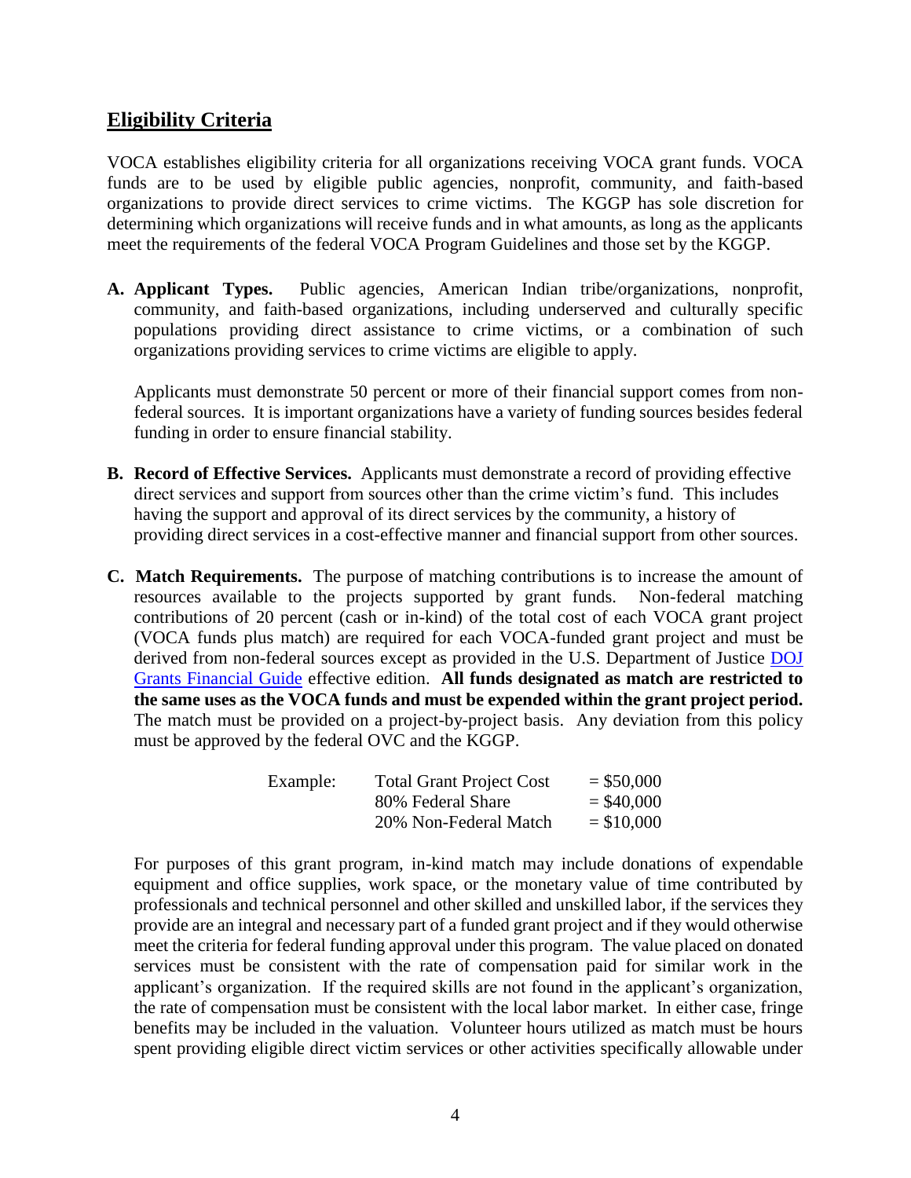## Eligibility Criteria

VOCA establishes eligibility criteria for all organizations receiving VOCA grant funds. VOCA funds are to be used by eligible public agencies, nonprofit, community, and faith-based organizations to provide direct services to crime victims. The KGGP has sole discretion for determining which organizations will receive funds and in what amounts, as long as the applicants meet the requirements of the federal VOCA Program Guidelines and those set by the KGGP.

**A. Applicant Types.** Public agencies, American Indian tribe/organizations, nonprofit, community, and faith-based organizations, including underserved and culturally specific populations providing direct assistance to crime victims, or a combination of such organizations providing services to crime victims are eligible to apply.

Applicants must demonstrate 50 percent or more of their financial support comes from non-federal sources. It is important organizations have a variety of funding sources besides federal funding in order to ensure financial stability.

**B. Record of Effective Services.** Applicants must demonstrate a record of providing effective direct services and support from sources other than the crime victim's fund. This includes having the support and approval of its direct services by the community, a history of providing direct services in a cost-effective manner and financial support from other sources.

**C. Match Requirements.** The purpose of matching contributions is to increase the amount of resources available to the projects supported by grant funds. Non-federal matching contributions of 20 percent (cash or in-kind) of the total cost of each VOCA grant project (VOCA funds plus match) are required for each VOCA-funded grant project and must be derived from non-federal sources except as provided in the U.S. Department of Justice DOJ Grants Financial Guide effective edition. **All funds designated as match are restricted to the same uses as the VOCA funds and must be expended within the grant project period.** The match must be provided on a project-by-project basis. Any deviation from this policy must be approved by the federal OVC and the KGGP.

| Example: | Total Grant Project Cost | = $50,000 |
|---|---|---|
| | 80% Federal Share | = $40,000 |
| | 20% Non-Federal Match | = $10,000 |

For purposes of this grant program, in-kind match may include donations of expendable equipment and office supplies, work space, or the monetary value of time contributed by professionals and technical personnel and other skilled and unskilled labor, if the services they provide are an integral and necessary part of a funded grant project and if they would otherwise meet the criteria for federal funding approval under this program. The value placed on donated services must be consistent with the rate of compensation paid for similar work in the applicant's organization. If the required skills are not found in the applicant's organization, the rate of compensation must be consistent with the local labor market. In either case, fringe benefits may be included in the valuation. Volunteer hours utilized as match must be hours spent providing eligible direct victim services or other activities specifically allowable under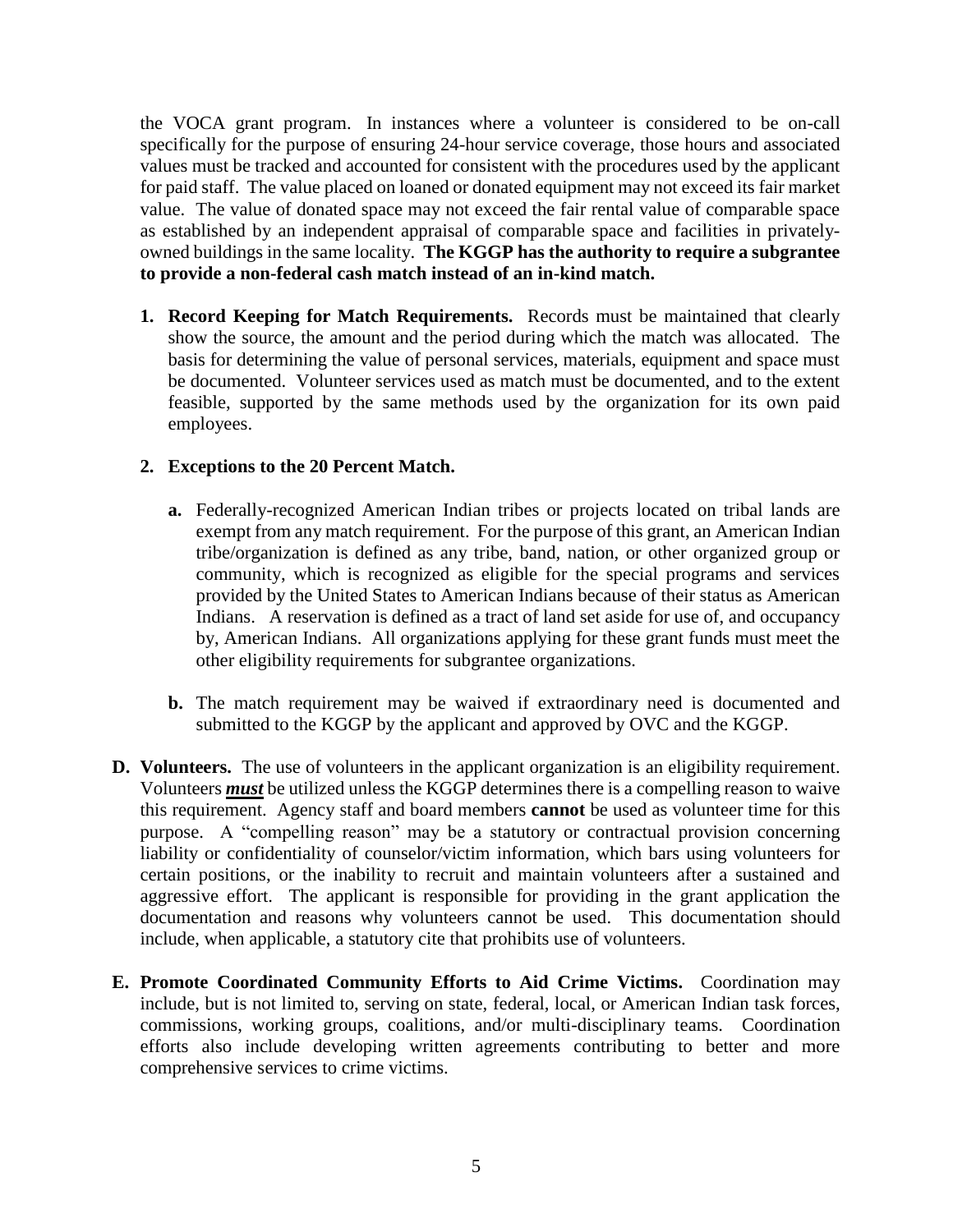the VOCA grant program. In instances where a volunteer is considered to be on-call specifically for the purpose of ensuring 24-hour service coverage, those hours and associated values must be tracked and accounted for consistent with the procedures used by the applicant for paid staff. The value placed on loaned or donated equipment may not exceed its fair market value. The value of donated space may not exceed the fair rental value of comparable space as established by an independent appraisal of comparable space and facilities in privately-owned buildings in the same locality. **The KGGP has the authority to require a subgrantee to provide a non-federal cash match instead of an in-kind match.**

1. **Record Keeping for Match Requirements.** Records must be maintained that clearly show the source, the amount and the period during which the match was allocated. The basis for determining the value of personal services, materials, equipment and space must be documented. Volunteer services used as match must be documented, and to the extent feasible, supported by the same methods used by the organization for its own paid employees.

2. **Exceptions to the 20 Percent Match.**

    a. Federally-recognized American Indian tribes or projects located on tribal lands are exempt from any match requirement. For the purpose of this grant, an American Indian tribe/organization is defined as any tribe, band, nation, or other organized group or community, which is recognized as eligible for the special programs and services provided by the United States to American Indians because of their status as American Indians. A reservation is defined as a tract of land set aside for use of, and occupancy by, American Indians. All organizations applying for these grant funds must meet the other eligibility requirements for subgrantee organizations.

    b. The match requirement may be waived if extraordinary need is documented and submitted to the KGGP by the applicant and approved by OVC and the KGGP.

**D. Volunteers.** The use of volunteers in the applicant organization is an eligibility requirement. Volunteers ***must*** be utilized unless the KGGP determines there is a compelling reason to waive this requirement. Agency staff and board members **cannot** be used as volunteer time for this purpose. A "compelling reason" may be a statutory or contractual provision concerning liability or confidentiality of counselor/victim information, which bars using volunteers for certain positions, or the inability to recruit and maintain volunteers after a sustained and aggressive effort. The applicant is responsible for providing in the grant application the documentation and reasons why volunteers cannot be used. This documentation should include, when applicable, a statutory cite that prohibits use of volunteers.

**E. Promote Coordinated Community Efforts to Aid Crime Victims.** Coordination may include, but is not limited to, serving on state, federal, local, or American Indian task forces, commissions, working groups, coalitions, and/or multi-disciplinary teams. Coordination efforts also include developing written agreements contributing to better and more comprehensive services to crime victims.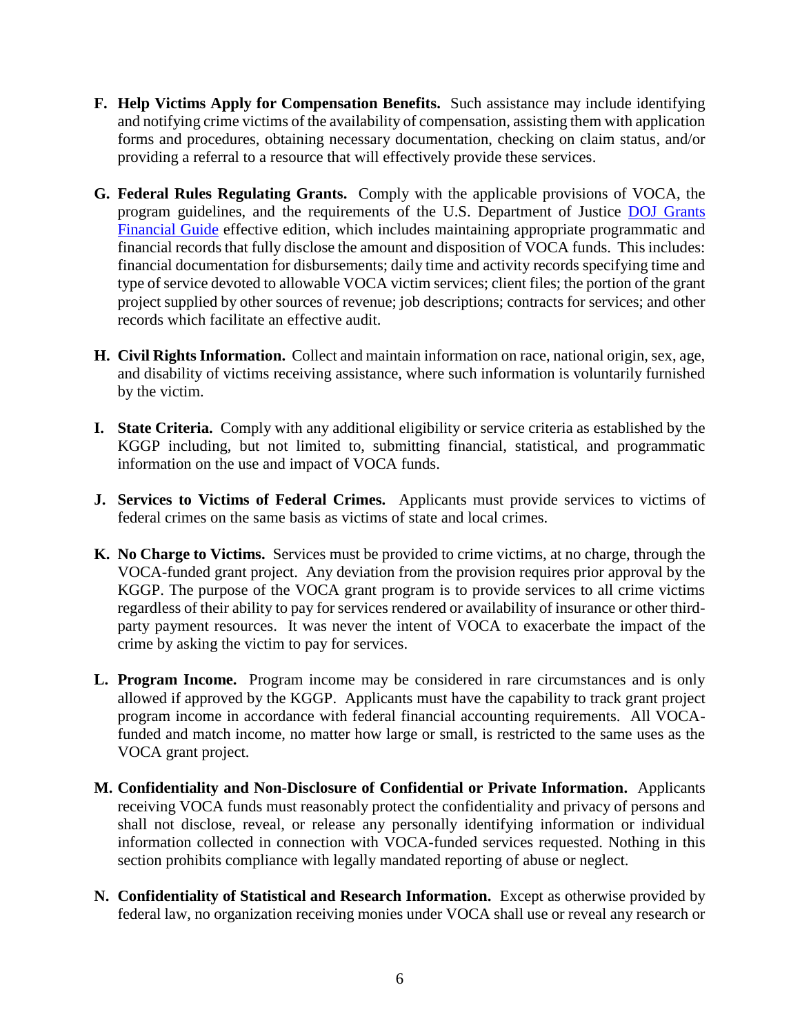**F. Help Victims Apply for Compensation Benefits.** Such assistance may include identifying and notifying crime victims of the availability of compensation, assisting them with application forms and procedures, obtaining necessary documentation, checking on claim status, and/or providing a referral to a resource that will effectively provide these services.

**G. Federal Rules Regulating Grants.** Comply with the applicable provisions of VOCA, the program guidelines, and the requirements of the U.S. Department of Justice [DOJ Grants Financial Guide] effective edition, which includes maintaining appropriate programmatic and financial records that fully disclose the amount and disposition of VOCA funds. This includes: financial documentation for disbursements; daily time and activity records specifying time and type of service devoted to allowable VOCA victim services; client files; the portion of the grant project supplied by other sources of revenue; job descriptions; contracts for services; and other records which facilitate an effective audit.

**H. Civil Rights Information.** Collect and maintain information on race, national origin, sex, age, and disability of victims receiving assistance, where such information is voluntarily furnished by the victim.

**I. State Criteria.** Comply with any additional eligibility or service criteria as established by the KGGP including, but not limited to, submitting financial, statistical, and programmatic information on the use and impact of VOCA funds.

**J. Services to Victims of Federal Crimes.** Applicants must provide services to victims of federal crimes on the same basis as victims of state and local crimes.

**K. No Charge to Victims.** Services must be provided to crime victims, at no charge, through the VOCA-funded grant project. Any deviation from the provision requires prior approval by the KGGP. The purpose of the VOCA grant program is to provide services to all crime victims regardless of their ability to pay for services rendered or availability of insurance or other third-party payment resources. It was never the intent of VOCA to exacerbate the impact of the crime by asking the victim to pay for services.

**L. Program Income.** Program income may be considered in rare circumstances and is only allowed if approved by the KGGP. Applicants must have the capability to track grant project program income in accordance with federal financial accounting requirements. All VOCA-funded and match income, no matter how large or small, is restricted to the same uses as the VOCA grant project.

**M. Confidentiality and Non-Disclosure of Confidential or Private Information.** Applicants receiving VOCA funds must reasonably protect the confidentiality and privacy of persons and shall not disclose, reveal, or release any personally identifying information or individual information collected in connection with VOCA-funded services requested. Nothing in this section prohibits compliance with legally mandated reporting of abuse or neglect.

**N. Confidentiality of Statistical and Research Information.** Except as otherwise provided by federal law, no organization receiving monies under VOCA shall use or reveal any research or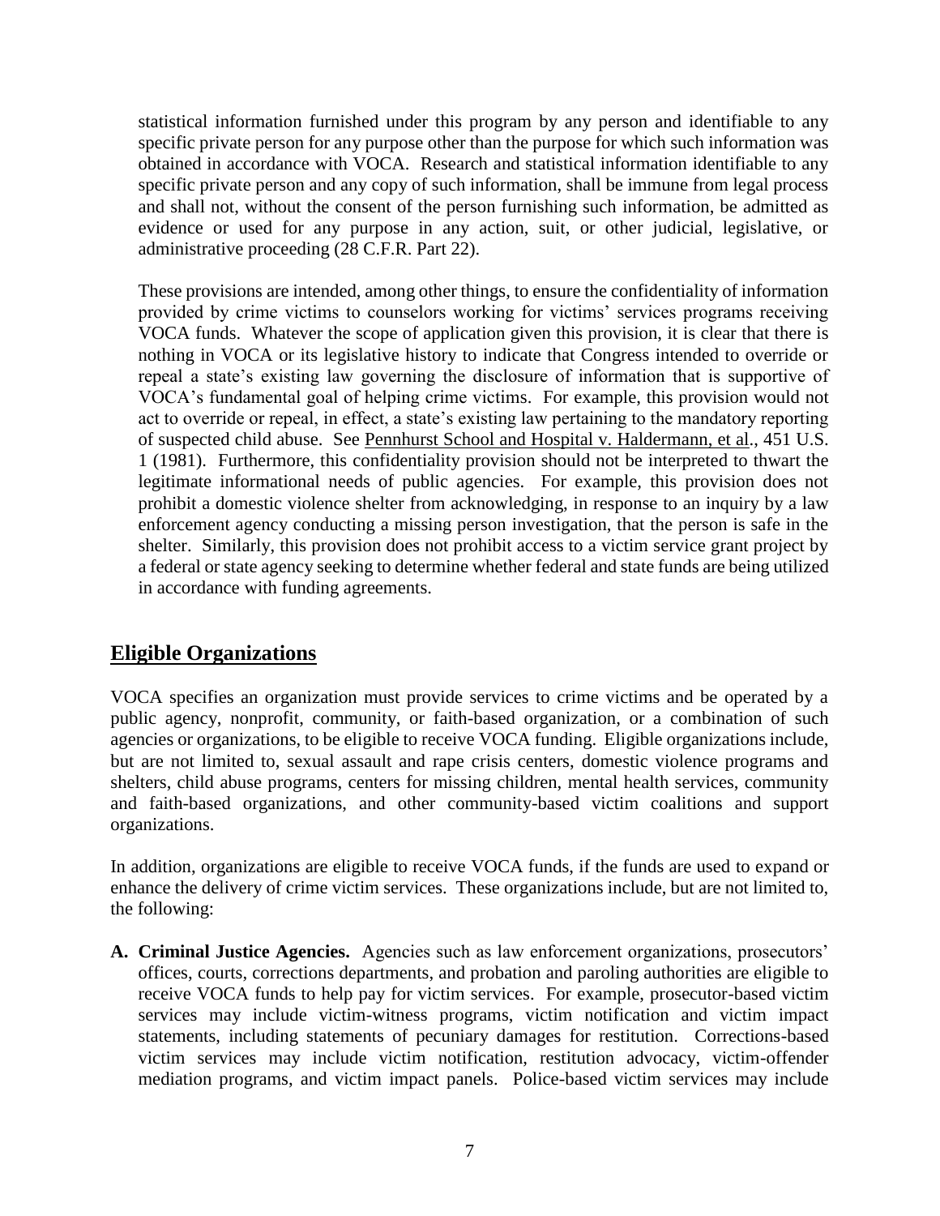statistical information furnished under this program by any person and identifiable to any specific private person for any purpose other than the purpose for which such information was obtained in accordance with VOCA. Research and statistical information identifiable to any specific private person and any copy of such information, shall be immune from legal process and shall not, without the consent of the person furnishing such information, be admitted as evidence or used for any purpose in any action, suit, or other judicial, legislative, or administrative proceeding (28 C.F.R. Part 22).

These provisions are intended, among other things, to ensure the confidentiality of information provided by crime victims to counselors working for victims' services programs receiving VOCA funds. Whatever the scope of application given this provision, it is clear that there is nothing in VOCA or its legislative history to indicate that Congress intended to override or repeal a state's existing law governing the disclosure of information that is supportive of VOCA's fundamental goal of helping crime victims. For example, this provision would not act to override or repeal, in effect, a state's existing law pertaining to the mandatory reporting of suspected child abuse. See Pennhurst School and Hospital v. Haldermann, et al., 451 U.S. 1 (1981). Furthermore, this confidentiality provision should not be interpreted to thwart the legitimate informational needs of public agencies. For example, this provision does not prohibit a domestic violence shelter from acknowledging, in response to an inquiry by a law enforcement agency conducting a missing person investigation, that the person is safe in the shelter. Similarly, this provision does not prohibit access to a victim service grant project by a federal or state agency seeking to determine whether federal and state funds are being utilized in accordance with funding agreements.

## Eligible Organizations

VOCA specifies an organization must provide services to crime victims and be operated by a public agency, nonprofit, community, or faith-based organization, or a combination of such agencies or organizations, to be eligible to receive VOCA funding. Eligible organizations include, but are not limited to, sexual assault and rape crisis centers, domestic violence programs and shelters, child abuse programs, centers for missing children, mental health services, community and faith-based organizations, and other community-based victim coalitions and support organizations.

In addition, organizations are eligible to receive VOCA funds, if the funds are used to expand or enhance the delivery of crime victim services. These organizations include, but are not limited to, the following:

**A. Criminal Justice Agencies.** Agencies such as law enforcement organizations, prosecutors' offices, courts, corrections departments, and probation and paroling authorities are eligible to receive VOCA funds to help pay for victim services. For example, prosecutor-based victim services may include victim-witness programs, victim notification and victim impact statements, including statements of pecuniary damages for restitution. Corrections-based victim services may include victim notification, restitution advocacy, victim-offender mediation programs, and victim impact panels. Police-based victim services may include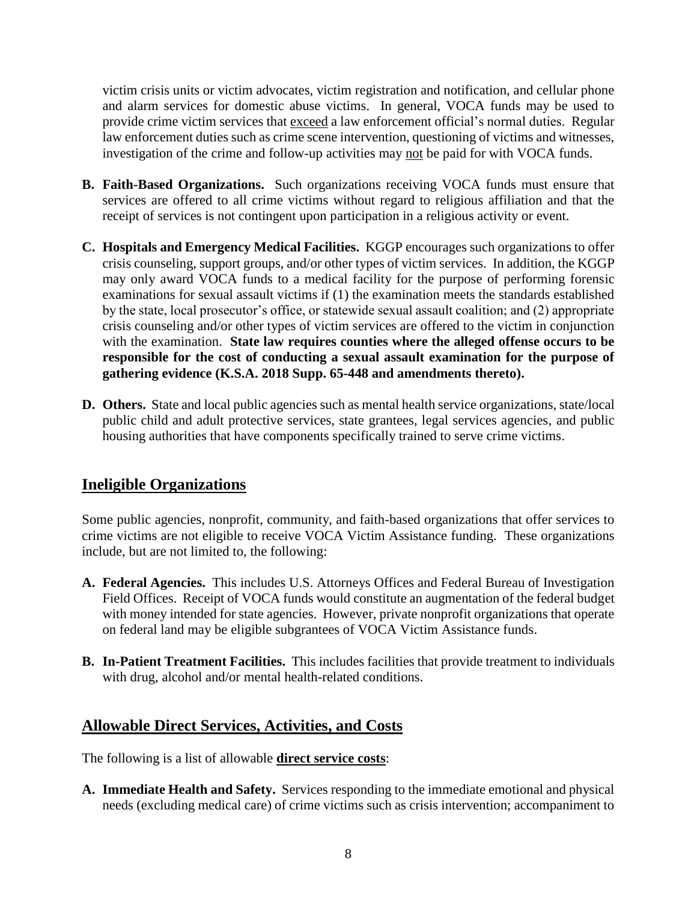victim crisis units or victim advocates, victim registration and notification, and cellular phone and alarm services for domestic abuse victims. In general, VOCA funds may be used to provide crime victim services that exceed a law enforcement official's normal duties. Regular law enforcement duties such as crime scene intervention, questioning of victims and witnesses, investigation of the crime and follow-up activities may not be paid for with VOCA funds.

**B. Faith-Based Organizations.** Such organizations receiving VOCA funds must ensure that services are offered to all crime victims without regard to religious affiliation and that the receipt of services is not contingent upon participation in a religious activity or event.

**C. Hospitals and Emergency Medical Facilities.** KGGP encourages such organizations to offer crisis counseling, support groups, and/or other types of victim services. In addition, the KGGP may only award VOCA funds to a medical facility for the purpose of performing forensic examinations for sexual assault victims if (1) the examination meets the standards established by the state, local prosecutor's office, or statewide sexual assault coalition; and (2) appropriate crisis counseling and/or other types of victim services are offered to the victim in conjunction with the examination. **State law requires counties where the alleged offense occurs to be responsible for the cost of conducting a sexual assault examination for the purpose of gathering evidence (K.S.A. 2018 Supp. 65-448 and amendments thereto).**

**D. Others.** State and local public agencies such as mental health service organizations, state/local public child and adult protective services, state grantees, legal services agencies, and public housing authorities that have components specifically trained to serve crime victims.

## Ineligible Organizations

Some public agencies, nonprofit, community, and faith-based organizations that offer services to crime victims are not eligible to receive VOCA Victim Assistance funding. These organizations include, but are not limited to, the following:

**A. Federal Agencies.** This includes U.S. Attorneys Offices and Federal Bureau of Investigation Field Offices. Receipt of VOCA funds would constitute an augmentation of the federal budget with money intended for state agencies. However, private nonprofit organizations that operate on federal land may be eligible subgrantees of VOCA Victim Assistance funds.

**B. In-Patient Treatment Facilities.** This includes facilities that provide treatment to individuals with drug, alcohol and/or mental health-related conditions.

## Allowable Direct Services, Activities, and Costs

The following is a list of allowable **direct service costs**:

**A. Immediate Health and Safety.** Services responding to the immediate emotional and physical needs (excluding medical care) of crime victims such as crisis intervention; accompaniment to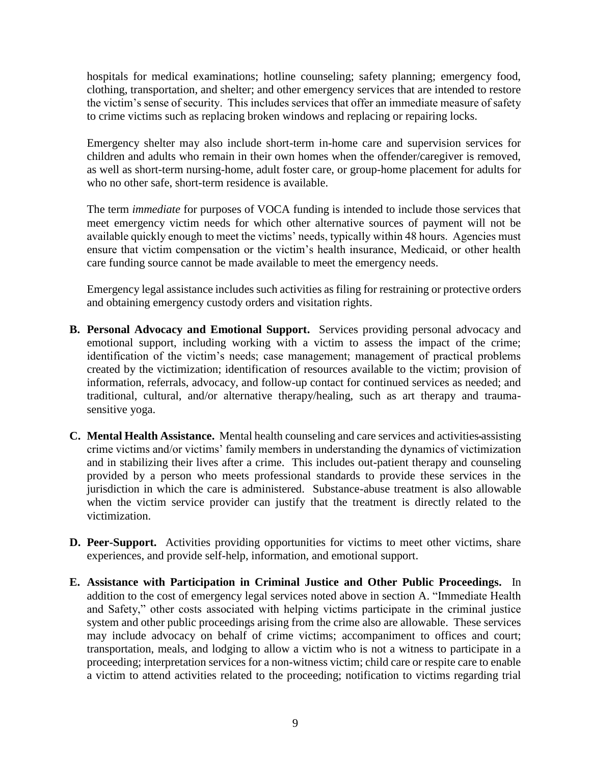hospitals for medical examinations; hotline counseling; safety planning; emergency food, clothing, transportation, and shelter; and other emergency services that are intended to restore the victim's sense of security. This includes services that offer an immediate measure of safety to crime victims such as replacing broken windows and replacing or repairing locks.

Emergency shelter may also include short-term in-home care and supervision services for children and adults who remain in their own homes when the offender/caregiver is removed, as well as short-term nursing-home, adult foster care, or group-home placement for adults for who no other safe, short-term residence is available.

The term *immediate* for purposes of VOCA funding is intended to include those services that meet emergency victim needs for which other alternative sources of payment will not be available quickly enough to meet the victims' needs, typically within 48 hours. Agencies must ensure that victim compensation or the victim's health insurance, Medicaid, or other health care funding source cannot be made available to meet the emergency needs.

Emergency legal assistance includes such activities as filing for restraining or protective orders and obtaining emergency custody orders and visitation rights.

**B. Personal Advocacy and Emotional Support.** Services providing personal advocacy and emotional support, including working with a victim to assess the impact of the crime; identification of the victim's needs; case management; management of practical problems created by the victimization; identification of resources available to the victim; provision of information, referrals, advocacy, and follow-up contact for continued services as needed; and traditional, cultural, and/or alternative therapy/healing, such as art therapy and trauma-sensitive yoga.

**C. Mental Health Assistance.** Mental health counseling and care services and activities-assisting crime victims and/or victims' family members in understanding the dynamics of victimization and in stabilizing their lives after a crime. This includes out-patient therapy and counseling provided by a person who meets professional standards to provide these services in the jurisdiction in which the care is administered. Substance-abuse treatment is also allowable when the victim service provider can justify that the treatment is directly related to the victimization.

**D. Peer-Support.** Activities providing opportunities for victims to meet other victims, share experiences, and provide self-help, information, and emotional support.

**E. Assistance with Participation in Criminal Justice and Other Public Proceedings.** In addition to the cost of emergency legal services noted above in section A. "Immediate Health and Safety," other costs associated with helping victims participate in the criminal justice system and other public proceedings arising from the crime also are allowable. These services may include advocacy on behalf of crime victims; accompaniment to offices and court; transportation, meals, and lodging to allow a victim who is not a witness to participate in a proceeding; interpretation services for a non-witness victim; child care or respite care to enable a victim to attend activities related to the proceeding; notification to victims regarding trial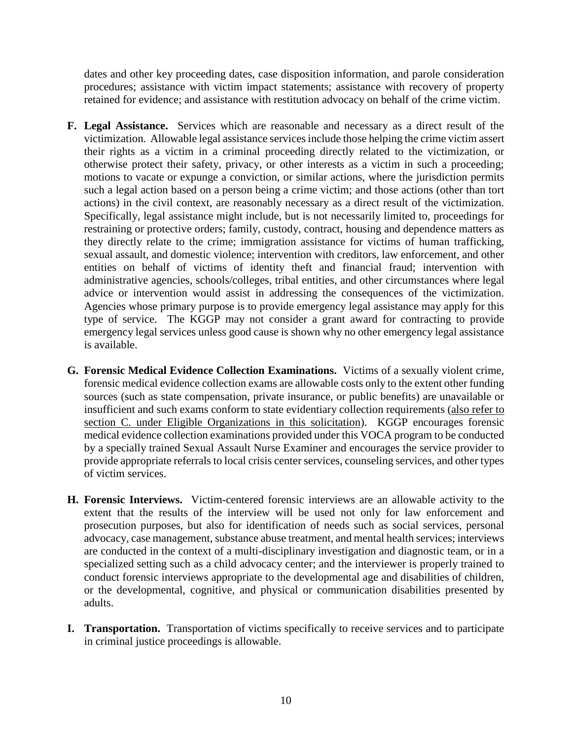dates and other key proceeding dates, case disposition information, and parole consideration procedures; assistance with victim impact statements; assistance with recovery of property retained for evidence; and assistance with restitution advocacy on behalf of the crime victim.

**F. Legal Assistance.** Services which are reasonable and necessary as a direct result of the victimization. Allowable legal assistance services include those helping the crime victim assert their rights as a victim in a criminal proceeding directly related to the victimization, or otherwise protect their safety, privacy, or other interests as a victim in such a proceeding; motions to vacate or expunge a conviction, or similar actions, where the jurisdiction permits such a legal action based on a person being a crime victim; and those actions (other than tort actions) in the civil context, are reasonably necessary as a direct result of the victimization. Specifically, legal assistance might include, but is not necessarily limited to, proceedings for restraining or protective orders; family, custody, contract, housing and dependence matters as they directly relate to the crime; immigration assistance for victims of human trafficking, sexual assault, and domestic violence; intervention with creditors, law enforcement, and other entities on behalf of victims of identity theft and financial fraud; intervention with administrative agencies, schools/colleges, tribal entities, and other circumstances where legal advice or intervention would assist in addressing the consequences of the victimization. Agencies whose primary purpose is to provide emergency legal assistance may apply for this type of service. The KGGP may not consider a grant award for contracting to provide emergency legal services unless good cause is shown why no other emergency legal assistance is available.

**G. Forensic Medical Evidence Collection Examinations.** Victims of a sexually violent crime, forensic medical evidence collection exams are allowable costs only to the extent other funding sources (such as state compensation, private insurance, or public benefits) are unavailable or insufficient and such exams conform to state evidentiary collection requirements (also refer to section C. under Eligible Organizations in this solicitation). KGGP encourages forensic medical evidence collection examinations provided under this VOCA program to be conducted by a specially trained Sexual Assault Nurse Examiner and encourages the service provider to provide appropriate referrals to local crisis center services, counseling services, and other types of victim services.

**H. Forensic Interviews.** Victim-centered forensic interviews are an allowable activity to the extent that the results of the interview will be used not only for law enforcement and prosecution purposes, but also for identification of needs such as social services, personal advocacy, case management, substance abuse treatment, and mental health services; interviews are conducted in the context of a multi-disciplinary investigation and diagnostic team, or in a specialized setting such as a child advocacy center; and the interviewer is properly trained to conduct forensic interviews appropriate to the developmental age and disabilities of children, or the developmental, cognitive, and physical or communication disabilities presented by adults.

**I. Transportation.** Transportation of victims specifically to receive services and to participate in criminal justice proceedings is allowable.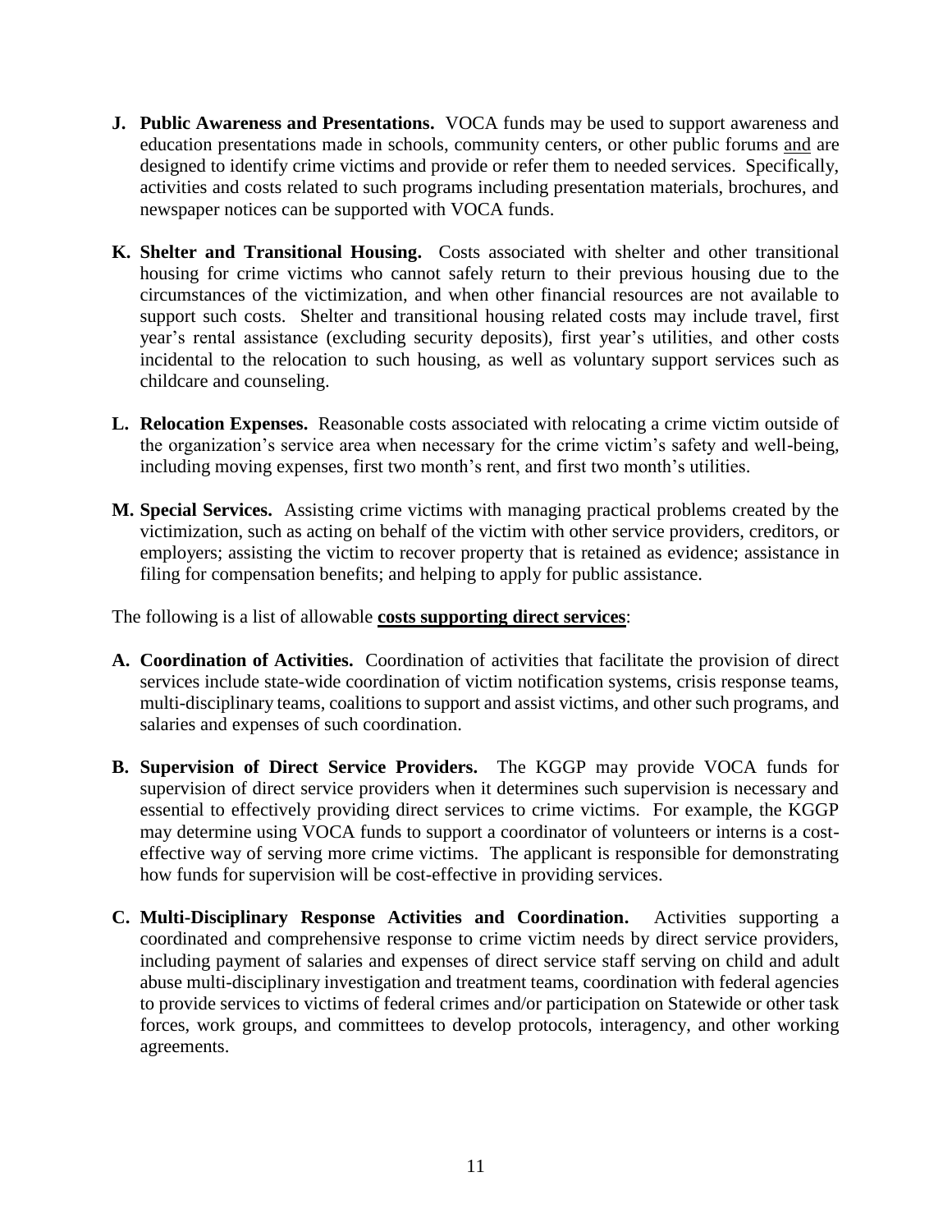**J. Public Awareness and Presentations.** VOCA funds may be used to support awareness and education presentations made in schools, community centers, or other public forums and are designed to identify crime victims and provide or refer them to needed services. Specifically, activities and costs related to such programs including presentation materials, brochures, and newspaper notices can be supported with VOCA funds.

**K. Shelter and Transitional Housing.** Costs associated with shelter and other transitional housing for crime victims who cannot safely return to their previous housing due to the circumstances of the victimization, and when other financial resources are not available to support such costs. Shelter and transitional housing related costs may include travel, first year's rental assistance (excluding security deposits), first year's utilities, and other costs incidental to the relocation to such housing, as well as voluntary support services such as childcare and counseling.

**L. Relocation Expenses.** Reasonable costs associated with relocating a crime victim outside of the organization's service area when necessary for the crime victim's safety and well-being, including moving expenses, first two month's rent, and first two month's utilities.

**M. Special Services.** Assisting crime victims with managing practical problems created by the victimization, such as acting on behalf of the victim with other service providers, creditors, or employers; assisting the victim to recover property that is retained as evidence; assistance in filing for compensation benefits; and helping to apply for public assistance.

The following is a list of allowable **costs supporting direct services**:

**A. Coordination of Activities.** Coordination of activities that facilitate the provision of direct services include state-wide coordination of victim notification systems, crisis response teams, multi-disciplinary teams, coalitions to support and assist victims, and other such programs, and salaries and expenses of such coordination.

**B. Supervision of Direct Service Providers.** The KGGP may provide VOCA funds for supervision of direct service providers when it determines such supervision is necessary and essential to effectively providing direct services to crime victims. For example, the KGGP may determine using VOCA funds to support a coordinator of volunteers or interns is a cost-effective way of serving more crime victims. The applicant is responsible for demonstrating how funds for supervision will be cost-effective in providing services.

**C. Multi-Disciplinary Response Activities and Coordination.** Activities supporting a coordinated and comprehensive response to crime victim needs by direct service providers, including payment of salaries and expenses of direct service staff serving on child and adult abuse multi-disciplinary investigation and treatment teams, coordination with federal agencies to provide services to victims of federal crimes and/or participation on Statewide or other task forces, work groups, and committees to develop protocols, interagency, and other working agreements.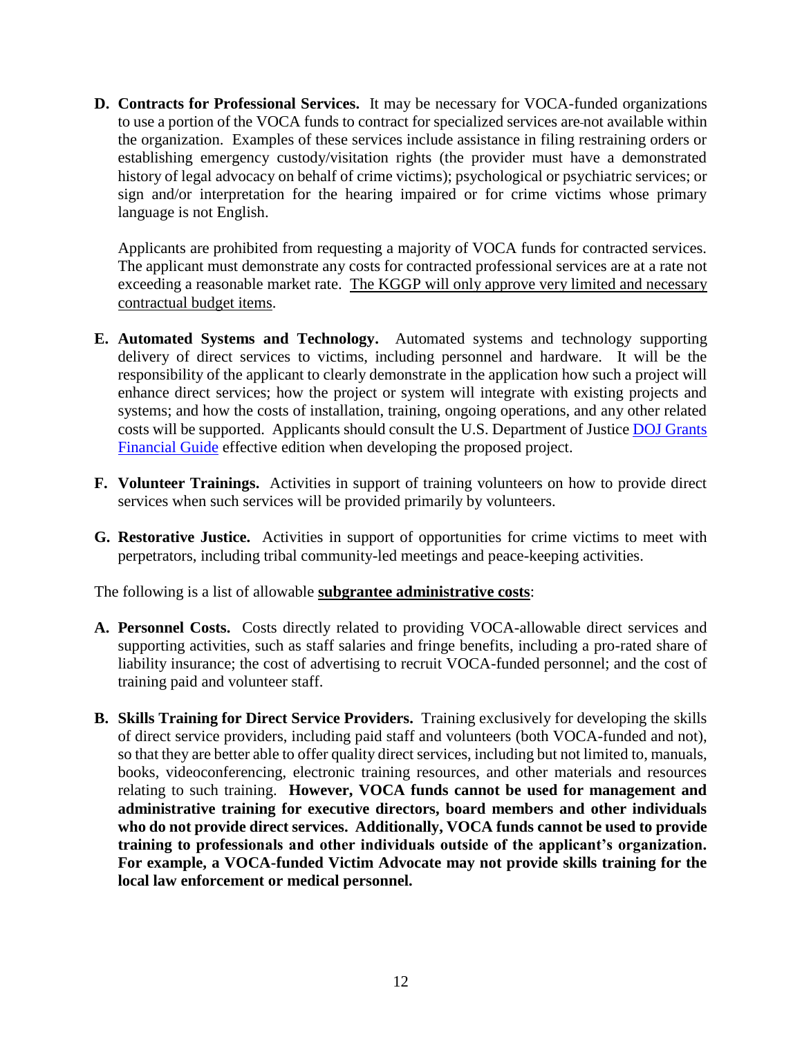**D. Contracts for Professional Services.** It may be necessary for VOCA-funded organizations to use a portion of the VOCA funds to contract for specialized services are not available within the organization. Examples of these services include assistance in filing restraining orders or establishing emergency custody/visitation rights (the provider must have a demonstrated history of legal advocacy on behalf of crime victims); psychological or psychiatric services; or sign and/or interpretation for the hearing impaired or for crime victims whose primary language is not English.

Applicants are prohibited from requesting a majority of VOCA funds for contracted services. The applicant must demonstrate any costs for contracted professional services are at a rate not exceeding a reasonable market rate. <u>The KGGP will only approve very limited and necessary contractual budget items</u>.

**E. Automated Systems and Technology.** Automated systems and technology supporting delivery of direct services to victims, including personnel and hardware. It will be the responsibility of the applicant to clearly demonstrate in the application how such a project will enhance direct services; how the project or system will integrate with existing projects and systems; and how the costs of installation, training, ongoing operations, and any other related costs will be supported. Applicants should consult the U.S. Department of Justice DOJ Grants Financial Guide effective edition when developing the proposed project.

**F. Volunteer Trainings.** Activities in support of training volunteers on how to provide direct services when such services will be provided primarily by volunteers.

**G. Restorative Justice.** Activities in support of opportunities for crime victims to meet with perpetrators, including tribal community-led meetings and peace-keeping activities.

The following is a list of allowable **<u>subgrantee administrative costs</u>**:

**A. Personnel Costs.** Costs directly related to providing VOCA-allowable direct services and supporting activities, such as staff salaries and fringe benefits, including a pro-rated share of liability insurance; the cost of advertising to recruit VOCA-funded personnel; and the cost of training paid and volunteer staff.

**B. Skills Training for Direct Service Providers.** Training exclusively for developing the skills of direct service providers, including paid staff and volunteers (both VOCA-funded and not), so that they are better able to offer quality direct services, including but not limited to, manuals, books, videoconferencing, electronic training resources, and other materials and resources relating to such training. **However, VOCA funds cannot be used for management and administrative training for executive directors, board members and other individuals who do not provide direct services. Additionally, VOCA funds cannot be used to provide training to professionals and other individuals outside of the applicant's organization. For example, a VOCA-funded Victim Advocate may not provide skills training for the local law enforcement or medical personnel.**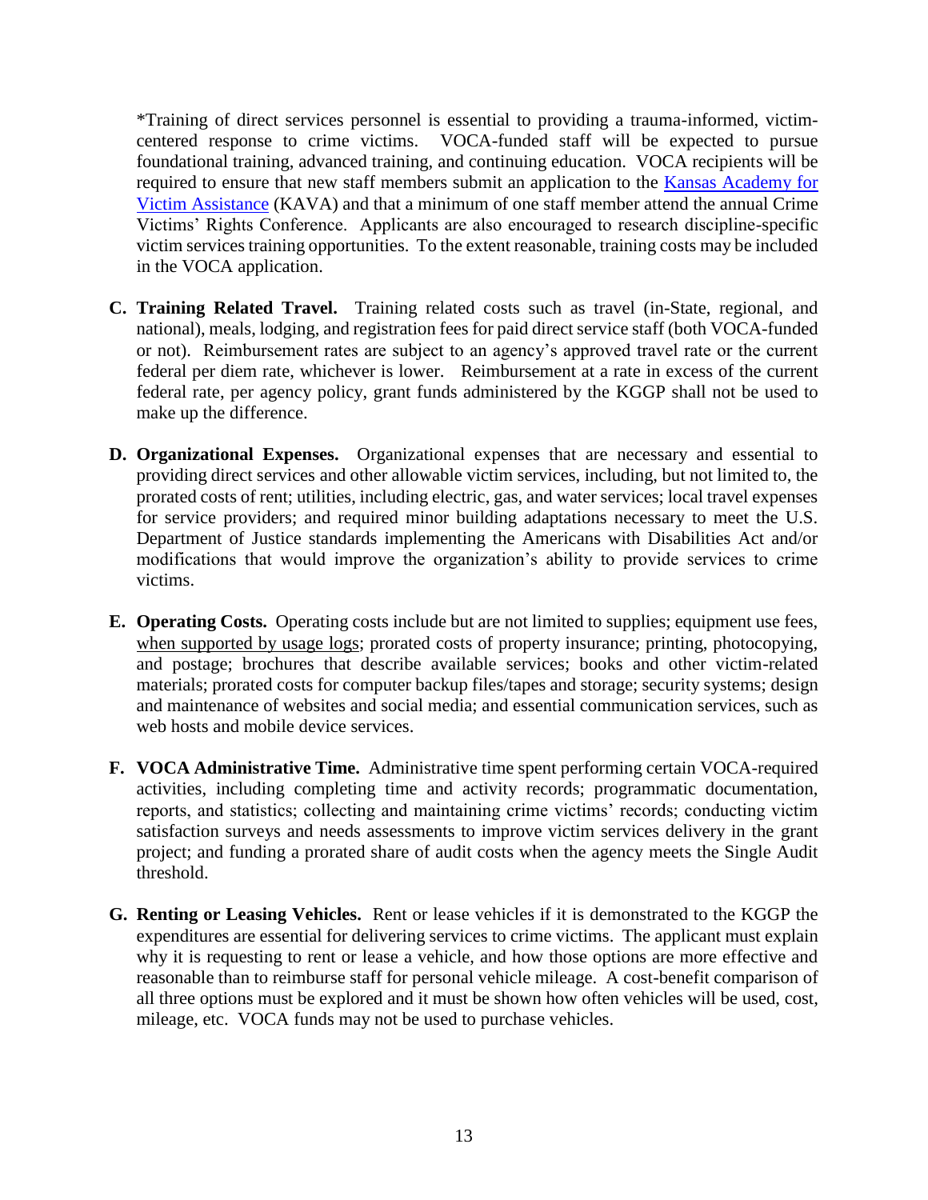*Training of direct services personnel is essential to providing a trauma-informed, victim-centered response to crime victims. VOCA-funded staff will be expected to pursue foundational training, advanced training, and continuing education. VOCA recipients will be required to ensure that new staff members submit an application to the [Kansas Academy for Victim Assistance](#) (KAVA) and that a minimum of one staff member attend the annual Crime Victims' Rights Conference. Applicants are also encouraged to research discipline-specific victim services training opportunities. To the extent reasonable, training costs may be included in the VOCA application.

C. **Training Related Travel.** Training related costs such as travel (in-State, regional, and national), meals, lodging, and registration fees for paid direct service staff (both VOCA-funded or not). Reimbursement rates are subject to an agency's approved travel rate or the current federal per diem rate, whichever is lower. Reimbursement at a rate in excess of the current federal rate, per agency policy, grant funds administered by the KGGP shall not be used to make up the difference.

D. **Organizational Expenses.** Organizational expenses that are necessary and essential to providing direct services and other allowable victim services, including, but not limited to, the prorated costs of rent; utilities, including electric, gas, and water services; local travel expenses for service providers; and required minor building adaptations necessary to meet the U.S. Department of Justice standards implementing the Americans with Disabilities Act and/or modifications that would improve the organization's ability to provide services to crime victims.

E. **Operating Costs.** Operating costs include but are not limited to supplies; equipment use fees, <u>when supported by usage logs</u>; prorated costs of property insurance; printing, photocopying, and postage; brochures that describe available services; books and other victim-related materials; prorated costs for computer backup files/tapes and storage; security systems; design and maintenance of websites and social media; and essential communication services, such as web hosts and mobile device services.

F. **VOCA Administrative Time.** Administrative time spent performing certain VOCA-required activities, including completing time and activity records; programmatic documentation, reports, and statistics; collecting and maintaining crime victims' records; conducting victim satisfaction surveys and needs assessments to improve victim services delivery in the grant project; and funding a prorated share of audit costs when the agency meets the Single Audit threshold.

G. **Renting or Leasing Vehicles.** Rent or lease vehicles if it is demonstrated to the KGGP the expenditures are essential for delivering services to crime victims. The applicant must explain why it is requesting to rent or lease a vehicle, and how those options are more effective and reasonable than to reimburse staff for personal vehicle mileage. A cost-benefit comparison of all three options must be explored and it must be shown how often vehicles will be used, cost, mileage, etc. VOCA funds may not be used to purchase vehicles.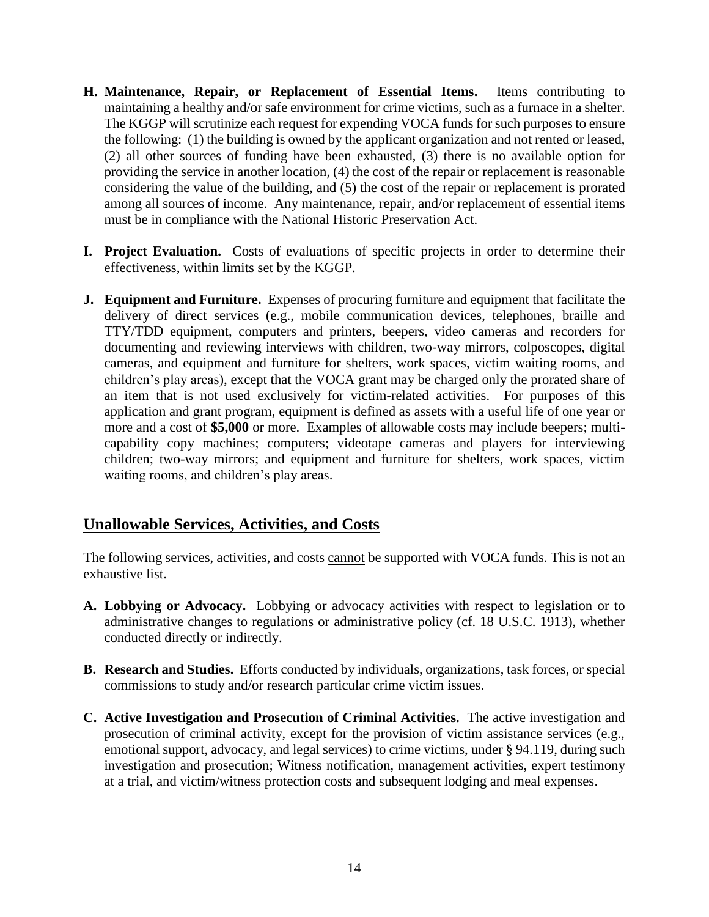**H. Maintenance, Repair, or Replacement of Essential Items.** Items contributing to maintaining a healthy and/or safe environment for crime victims, such as a furnace in a shelter. The KGGP will scrutinize each request for expending VOCA funds for such purposes to ensure the following: (1) the building is owned by the applicant organization and not rented or leased, (2) all other sources of funding have been exhausted, (3) there is no available option for providing the service in another location, (4) the cost of the repair or replacement is reasonable considering the value of the building, and (5) the cost of the repair or replacement is prorated among all sources of income. Any maintenance, repair, and/or replacement of essential items must be in compliance with the National Historic Preservation Act.

**I. Project Evaluation.** Costs of evaluations of specific projects in order to determine their effectiveness, within limits set by the KGGP.

**J. Equipment and Furniture.** Expenses of procuring furniture and equipment that facilitate the delivery of direct services (e.g., mobile communication devices, telephones, braille and TTY/TDD equipment, computers and printers, beepers, video cameras and recorders for documenting and reviewing interviews with children, two-way mirrors, colposcopes, digital cameras, and equipment and furniture for shelters, work spaces, victim waiting rooms, and children's play areas), except that the VOCA grant may be charged only the prorated share of an item that is not used exclusively for victim-related activities. For purposes of this application and grant program, equipment is defined as assets with a useful life of one year or more and a cost of **$5,000** or more. Examples of allowable costs may include beepers; multi-capability copy machines; computers; videotape cameras and players for interviewing children; two-way mirrors; and equipment and furniture for shelters, work spaces, victim waiting rooms, and children's play areas.

## Unallowable Services, Activities, and Costs

The following services, activities, and costs cannot be supported with VOCA funds. This is not an exhaustive list.

**A. Lobbying or Advocacy.** Lobbying or advocacy activities with respect to legislation or to administrative changes to regulations or administrative policy (cf. 18 U.S.C. 1913), whether conducted directly or indirectly.

**B. Research and Studies.** Efforts conducted by individuals, organizations, task forces, or special commissions to study and/or research particular crime victim issues.

**C. Active Investigation and Prosecution of Criminal Activities.** The active investigation and prosecution of criminal activity, except for the provision of victim assistance services (e.g., emotional support, advocacy, and legal services) to crime victims, under § 94.119, during such investigation and prosecution; Witness notification, management activities, expert testimony at a trial, and victim/witness protection costs and subsequent lodging and meal expenses.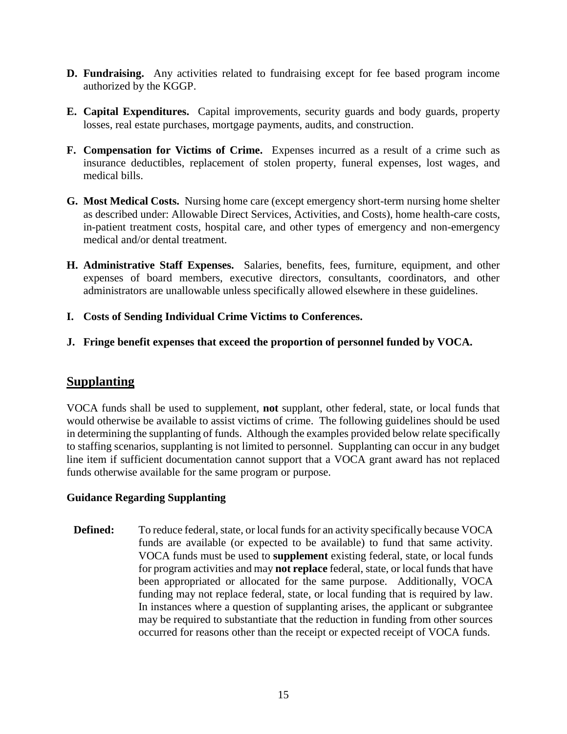- **D. Fundraising.** Any activities related to fundraising except for fee based program income authorized by the KGGP.

- **E. Capital Expenditures.** Capital improvements, security guards and body guards, property losses, real estate purchases, mortgage payments, audits, and construction.

- **F. Compensation for Victims of Crime.** Expenses incurred as a result of a crime such as insurance deductibles, replacement of stolen property, funeral expenses, lost wages, and medical bills.

- **G. Most Medical Costs.** Nursing home care (except emergency short-term nursing home shelter as described under: Allowable Direct Services, Activities, and Costs), home health-care costs, in-patient treatment costs, hospital care, and other types of emergency and non-emergency medical and/or dental treatment.

- **H. Administrative Staff Expenses.** Salaries, benefits, fees, furniture, equipment, and other expenses of board members, executive directors, consultants, coordinators, and other administrators are unallowable unless specifically allowed elsewhere in these guidelines.

- **I. Costs of Sending Individual Crime Victims to Conferences.**

- **J. Fringe benefit expenses that exceed the proportion of personnel funded by VOCA.**

## Supplanting

VOCA funds shall be used to supplement, **not** supplant, other federal, state, or local funds that would otherwise be available to assist victims of crime. The following guidelines should be used in determining the supplanting of funds. Although the examples provided below relate specifically to staffing scenarios, supplanting is not limited to personnel. Supplanting can occur in any budget line item if sufficient documentation cannot support that a VOCA grant award has not replaced funds otherwise available for the same program or purpose.

### Guidance Regarding Supplanting

**Defined:** To reduce federal, state, or local funds for an activity specifically because VOCA funds are available (or expected to be available) to fund that same activity. VOCA funds must be used to **supplement** existing federal, state, or local funds for program activities and may **not replace** federal, state, or local funds that have been appropriated or allocated for the same purpose. Additionally, VOCA funding may not replace federal, state, or local funding that is required by law. In instances where a question of supplanting arises, the applicant or subgrantee may be required to substantiate that the reduction in funding from other sources occurred for reasons other than the receipt or expected receipt of VOCA funds.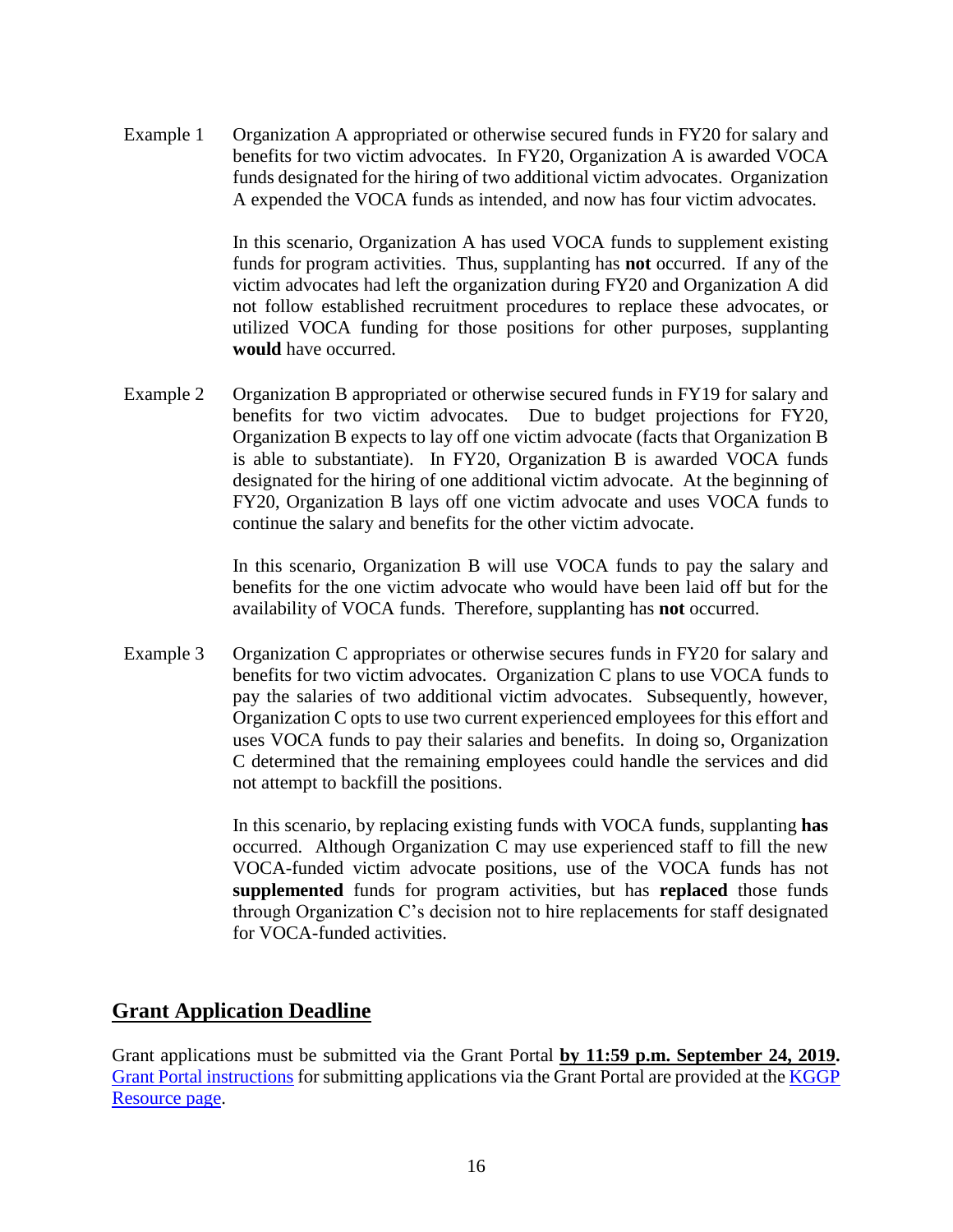Example 1 Organization A appropriated or otherwise secured funds in FY20 for salary and benefits for two victim advocates. In FY20, Organization A is awarded VOCA funds designated for the hiring of two additional victim advocates. Organization A expended the VOCA funds as intended, and now has four victim advocates.

In this scenario, Organization A has used VOCA funds to supplement existing funds for program activities. Thus, supplanting has **not** occurred. If any of the victim advocates had left the organization during FY20 and Organization A did not follow established recruitment procedures to replace these advocates, or utilized VOCA funding for those positions for other purposes, supplanting **would** have occurred.

Example 2 Organization B appropriated or otherwise secured funds in FY19 for salary and benefits for two victim advocates. Due to budget projections for FY20, Organization B expects to lay off one victim advocate (facts that Organization B is able to substantiate). In FY20, Organization B is awarded VOCA funds designated for the hiring of one additional victim advocate. At the beginning of FY20, Organization B lays off one victim advocate and uses VOCA funds to continue the salary and benefits for the other victim advocate.

In this scenario, Organization B will use VOCA funds to pay the salary and benefits for the one victim advocate who would have been laid off but for the availability of VOCA funds. Therefore, supplanting has **not** occurred.

Example 3 Organization C appropriates or otherwise secures funds in FY20 for salary and benefits for two victim advocates. Organization C plans to use VOCA funds to pay the salaries of two additional victim advocates. Subsequently, however, Organization C opts to use two current experienced employees for this effort and uses VOCA funds to pay their salaries and benefits. In doing so, Organization C determined that the remaining employees could handle the services and did not attempt to backfill the positions.

In this scenario, by replacing existing funds with VOCA funds, supplanting **has** occurred. Although Organization C may use experienced staff to fill the new VOCA-funded victim advocate positions, use of the VOCA funds has not **supplemented** funds for program activities, but has **replaced** those funds through Organization C's decision not to hire replacements for staff designated for VOCA-funded activities.

## Grant Application Deadline

Grant applications must be submitted via the Grant Portal **by 11:59 p.m. September 24, 2019.** Grant Portal instructions for submitting applications via the Grant Portal are provided at the KGGP Resource page.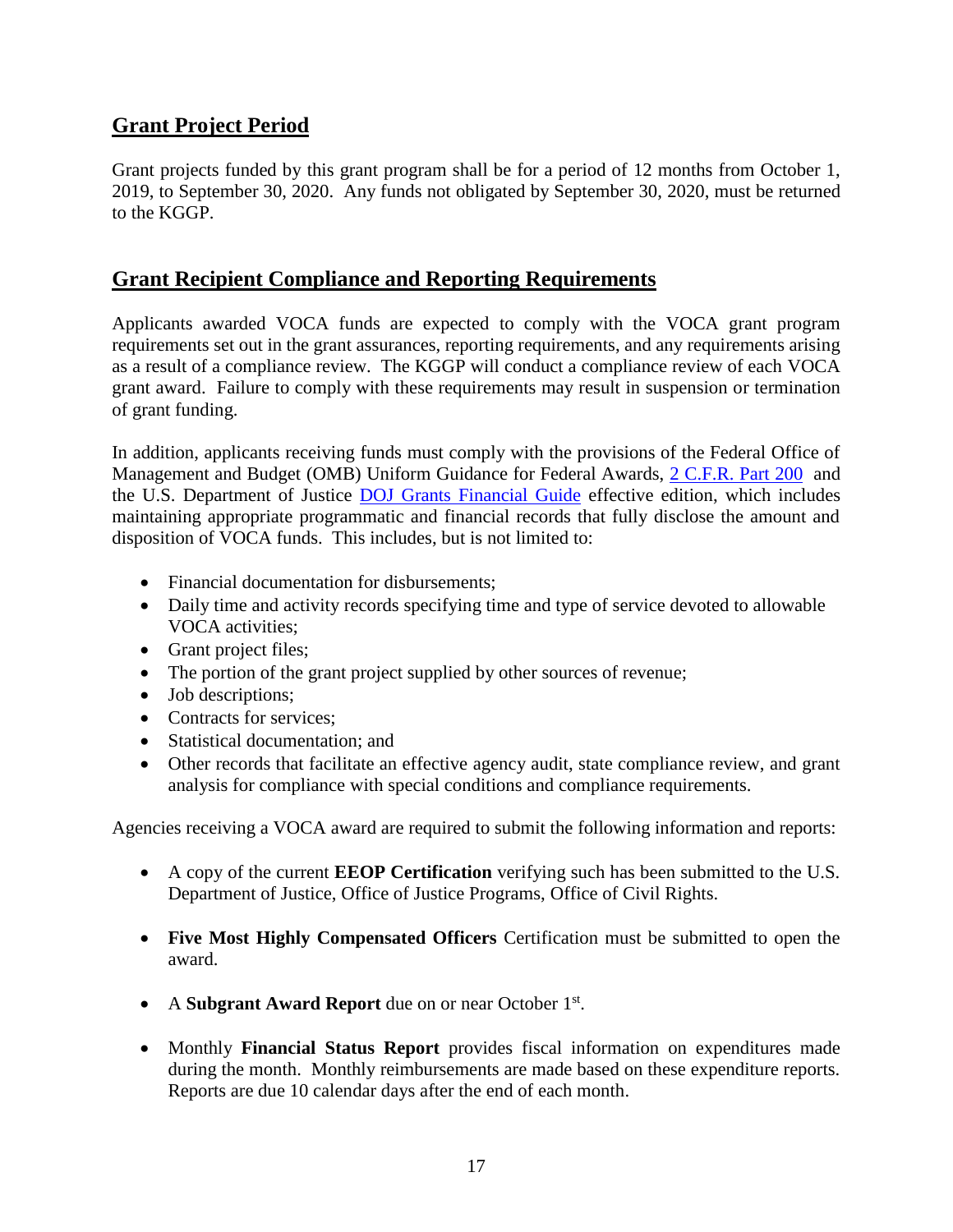## Grant Project Period

Grant projects funded by this grant program shall be for a period of 12 months from October 1, 2019, to September 30, 2020. Any funds not obligated by September 30, 2020, must be returned to the KGGP.

## Grant Recipient Compliance and Reporting Requirements

Applicants awarded VOCA funds are expected to comply with the VOCA grant program requirements set out in the grant assurances, reporting requirements, and any requirements arising as a result of a compliance review. The KGGP will conduct a compliance review of each VOCA grant award. Failure to comply with these requirements may result in suspension or termination of grant funding.

In addition, applicants receiving funds must comply with the provisions of the Federal Office of Management and Budget (OMB) Uniform Guidance for Federal Awards, 2 C.F.R. Part 200 and the U.S. Department of Justice DOJ Grants Financial Guide effective edition, which includes maintaining appropriate programmatic and financial records that fully disclose the amount and disposition of VOCA funds. This includes, but is not limited to:

- Financial documentation for disbursements;
- Daily time and activity records specifying time and type of service devoted to allowable VOCA activities;
- Grant project files;
- The portion of the grant project supplied by other sources of revenue;
- Job descriptions;
- Contracts for services;
- Statistical documentation; and
- Other records that facilitate an effective agency audit, state compliance review, and grant analysis for compliance with special conditions and compliance requirements.

Agencies receiving a VOCA award are required to submit the following information and reports:

- A copy of the current **EEOP Certification** verifying such has been submitted to the U.S. Department of Justice, Office of Justice Programs, Office of Civil Rights.

- **Five Most Highly Compensated Officers** Certification must be submitted to open the award.

- A **Subgrant Award Report** due on or near October 1st.

- Monthly **Financial Status Report** provides fiscal information on expenditures made during the month. Monthly reimbursements are made based on these expenditure reports. Reports are due 10 calendar days after the end of each month.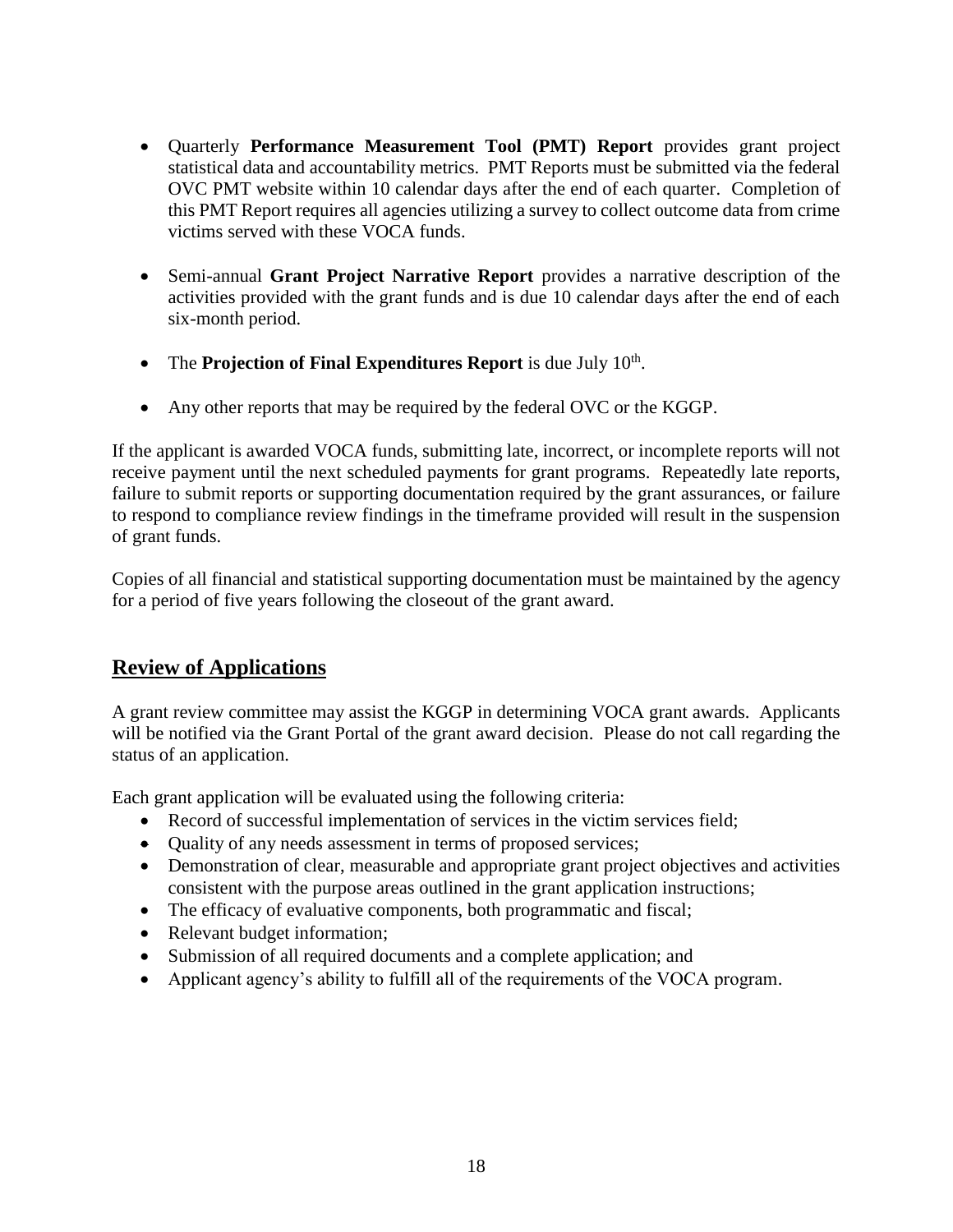- Quarterly **Performance Measurement Tool (PMT) Report** provides grant project statistical data and accountability metrics. PMT Reports must be submitted via the federal OVC PMT website within 10 calendar days after the end of each quarter. Completion of this PMT Report requires all agencies utilizing a survey to collect outcome data from crime victims served with these VOCA funds.

- Semi-annual **Grant Project Narrative Report** provides a narrative description of the activities provided with the grant funds and is due 10 calendar days after the end of each six-month period.

- The **Projection of Final Expenditures Report** is due July 10th.

- Any other reports that may be required by the federal OVC or the KGGP.

If the applicant is awarded VOCA funds, submitting late, incorrect, or incomplete reports will not receive payment until the next scheduled payments for grant programs. Repeatedly late reports, failure to submit reports or supporting documentation required by the grant assurances, or failure to respond to compliance review findings in the timeframe provided will result in the suspension of grant funds.

Copies of all financial and statistical supporting documentation must be maintained by the agency for a period of five years following the closeout of the grant award.

## Review of Applications

A grant review committee may assist the KGGP in determining VOCA grant awards. Applicants will be notified via the Grant Portal of the grant award decision. Please do not call regarding the status of an application.

Each grant application will be evaluated using the following criteria:

- Record of successful implementation of services in the victim services field;
- Quality of any needs assessment in terms of proposed services;
- Demonstration of clear, measurable and appropriate grant project objectives and activities consistent with the purpose areas outlined in the grant application instructions;
- The efficacy of evaluative components, both programmatic and fiscal;
- Relevant budget information;
- Submission of all required documents and a complete application; and
- Applicant agency's ability to fulfill all of the requirements of the VOCA program.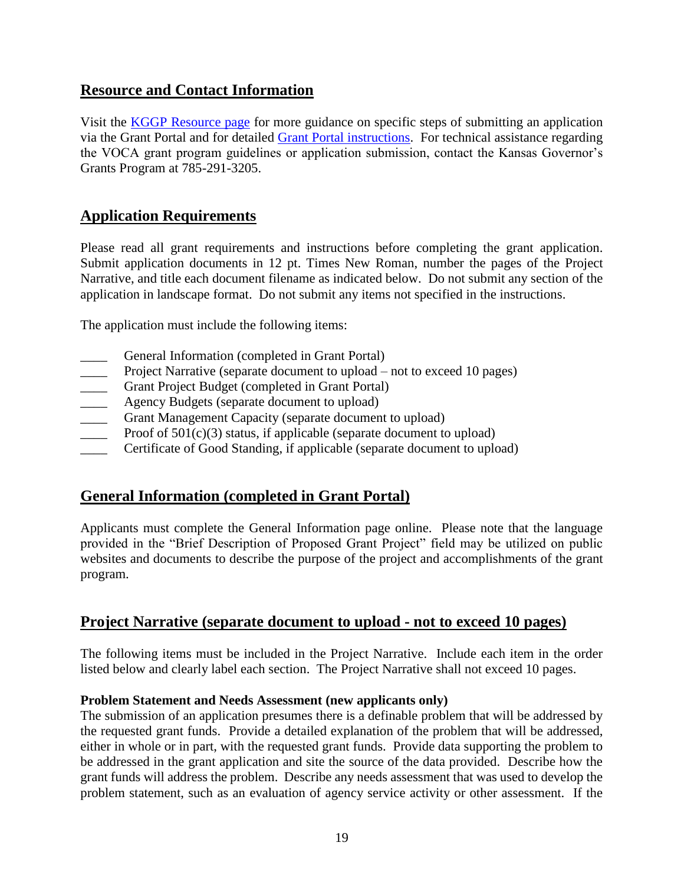## Resource and Contact Information

Visit the [KGGP Resource page] for more guidance on specific steps of submitting an application via the Grant Portal and for detailed [Grant Portal instructions]. For technical assistance regarding the VOCA grant program guidelines or application submission, contact the Kansas Governor's Grants Program at 785-291-3205.

## Application Requirements

Please read all grant requirements and instructions before completing the grant application. Submit application documents in 12 pt. Times New Roman, number the pages of the Project Narrative, and title each document filename as indicated below. Do not submit any section of the application in landscape format. Do not submit any items not specified in the instructions.

The application must include the following items:

____ General Information (completed in Grant Portal)
____ Project Narrative (separate document to upload – not to exceed 10 pages)
____ Grant Project Budget (completed in Grant Portal)
____ Agency Budgets (separate document to upload)
____ Grant Management Capacity (separate document to upload)
____ Proof of 501(c)(3) status, if applicable (separate document to upload)
____ Certificate of Good Standing, if applicable (separate document to upload)

## General Information (completed in Grant Portal)

Applicants must complete the General Information page online. Please note that the language provided in the "Brief Description of Proposed Grant Project" field may be utilized on public websites and documents to describe the purpose of the project and accomplishments of the grant program.

## Project Narrative (separate document to upload - not to exceed 10 pages)

The following items must be included in the Project Narrative. Include each item in the order listed below and clearly label each section. The Project Narrative shall not exceed 10 pages.

**Problem Statement and Needs Assessment (new applicants only)**
The submission of an application presumes there is a definable problem that will be addressed by the requested grant funds. Provide a detailed explanation of the problem that will be addressed, either in whole or in part, with the requested grant funds. Provide data supporting the problem to be addressed in the grant application and site the source of the data provided. Describe how the grant funds will address the problem. Describe any needs assessment that was used to develop the problem statement, such as an evaluation of agency service activity or other assessment. If the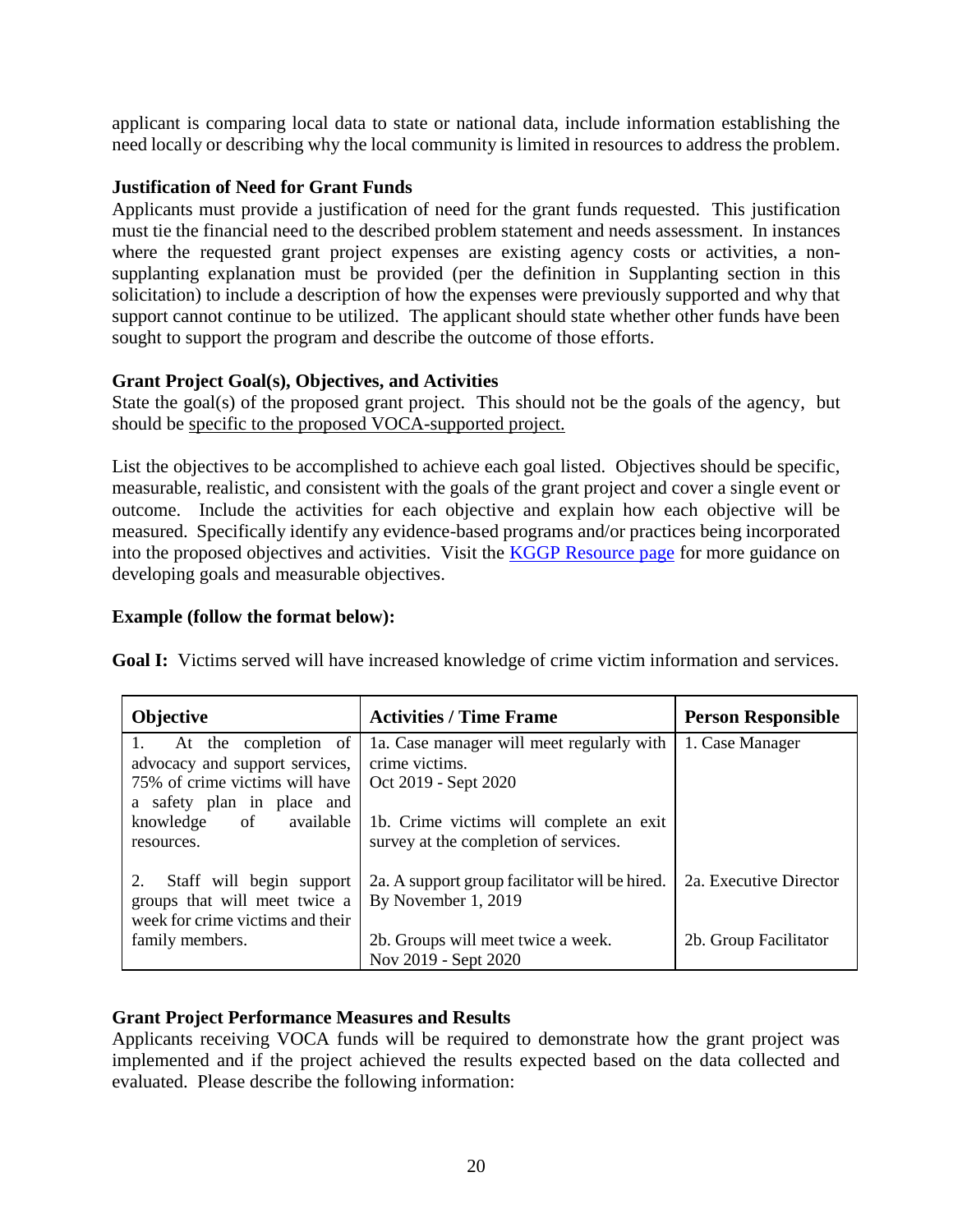applicant is comparing local data to state or national data, include information establishing the need locally or describing why the local community is limited in resources to address the problem.

**Justification of Need for Grant Funds**

Applicants must provide a justification of need for the grant funds requested. This justification must tie the financial need to the described problem statement and needs assessment. In instances where the requested grant project expenses are existing agency costs or activities, a non-supplanting explanation must be provided (per the definition in Supplanting section in this solicitation) to include a description of how the expenses were previously supported and why that support cannot continue to be utilized. The applicant should state whether other funds have been sought to support the program and describe the outcome of those efforts.

**Grant Project Goal(s), Objectives, and Activities**

State the goal(s) of the proposed grant project. This should not be the goals of the agency, but should be specific to the proposed VOCA-supported project.

List the objectives to be accomplished to achieve each goal listed. Objectives should be specific, measurable, realistic, and consistent with the goals of the grant project and cover a single event or outcome. Include the activities for each objective and explain how each objective will be measured. Specifically identify any evidence-based programs and/or practices being incorporated into the proposed objectives and activities. Visit the [KGGP Resource page]() for more guidance on developing goals and measurable objectives.

**Example (follow the format below):**

**Goal I:** Victims served will have increased knowledge of crime victim information and services.

| Objective | Activities / Time Frame | Person Responsible |
|---|---|---|
| 1. At the completion of advocacy and support services, 75% of crime victims will have a safety plan in place and knowledge of available resources. | 1a. Case manager will meet regularly with crime victims.<br>Oct 2019 - Sept 2020<br><br>1b. Crime victims will complete an exit survey at the completion of services. | 1. Case Manager |
| 2. Staff will begin support groups that will meet twice a week for crime victims and their family members. | 2a. A support group facilitator will be hired.<br>By November 1, 2019<br><br>2b. Groups will meet twice a week.<br>Nov 2019 - Sept 2020 | 2a. Executive Director<br><br>2b. Group Facilitator |

**Grant Project Performance Measures and Results**

Applicants receiving VOCA funds will be required to demonstrate how the grant project was implemented and if the project achieved the results expected based on the data collected and evaluated. Please describe the following information: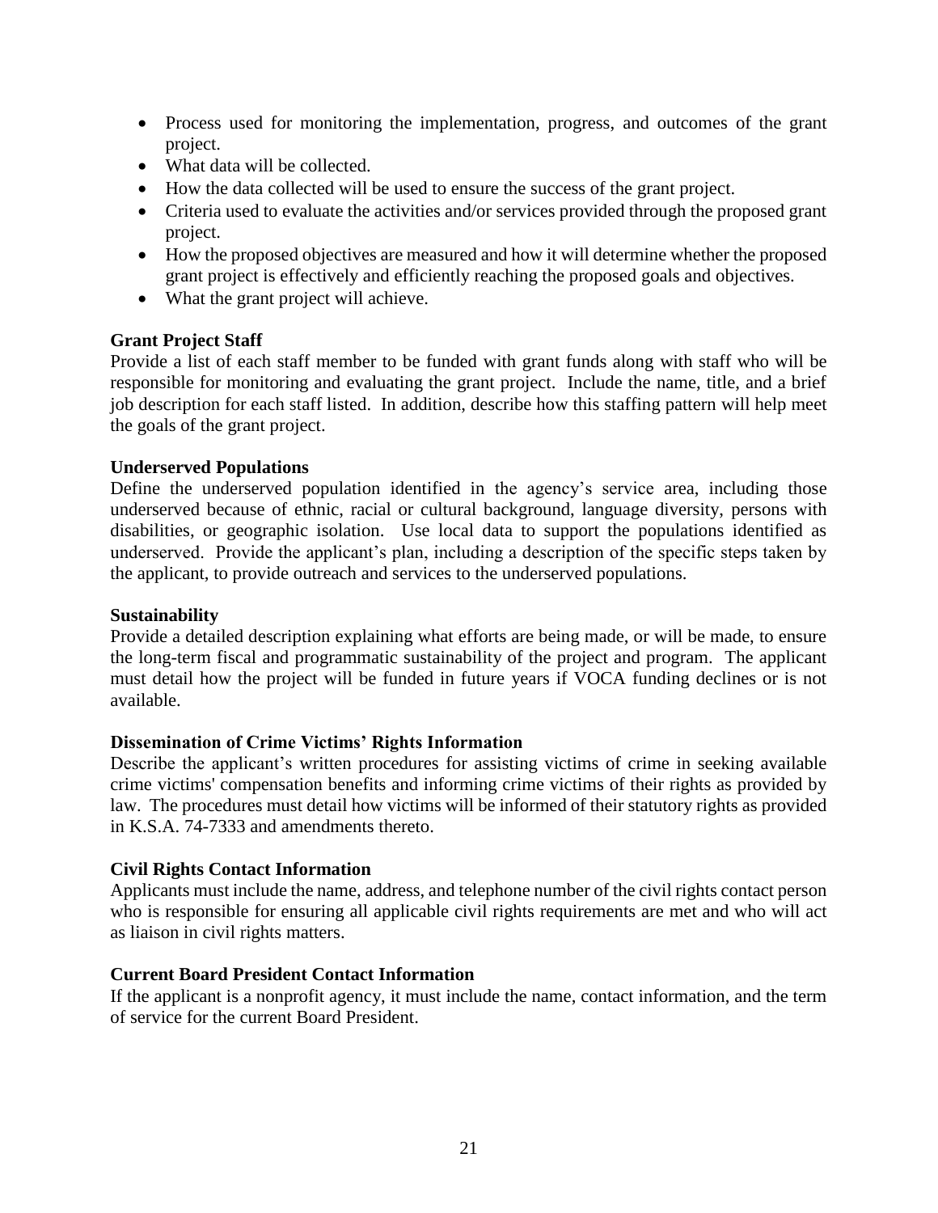- Process used for monitoring the implementation, progress, and outcomes of the grant project.
- What data will be collected.
- How the data collected will be used to ensure the success of the grant project.
- Criteria used to evaluate the activities and/or services provided through the proposed grant project.
- How the proposed objectives are measured and how it will determine whether the proposed grant project is effectively and efficiently reaching the proposed goals and objectives.
- What the grant project will achieve.

**Grant Project Staff**

Provide a list of each staff member to be funded with grant funds along with staff who will be responsible for monitoring and evaluating the grant project. Include the name, title, and a brief job description for each staff listed. In addition, describe how this staffing pattern will help meet the goals of the grant project.

**Underserved Populations**

Define the underserved population identified in the agency's service area, including those underserved because of ethnic, racial or cultural background, language diversity, persons with disabilities, or geographic isolation. Use local data to support the populations identified as underserved. Provide the applicant's plan, including a description of the specific steps taken by the applicant, to provide outreach and services to the underserved populations.

**Sustainability**

Provide a detailed description explaining what efforts are being made, or will be made, to ensure the long-term fiscal and programmatic sustainability of the project and program. The applicant must detail how the project will be funded in future years if VOCA funding declines or is not available.

**Dissemination of Crime Victims' Rights Information**

Describe the applicant's written procedures for assisting victims of crime in seeking available crime victims' compensation benefits and informing crime victims of their rights as provided by law. The procedures must detail how victims will be informed of their statutory rights as provided in K.S.A. 74-7333 and amendments thereto.

**Civil Rights Contact Information**

Applicants must include the name, address, and telephone number of the civil rights contact person who is responsible for ensuring all applicable civil rights requirements are met and who will act as liaison in civil rights matters.

**Current Board President Contact Information**

If the applicant is a nonprofit agency, it must include the name, contact information, and the term of service for the current Board President.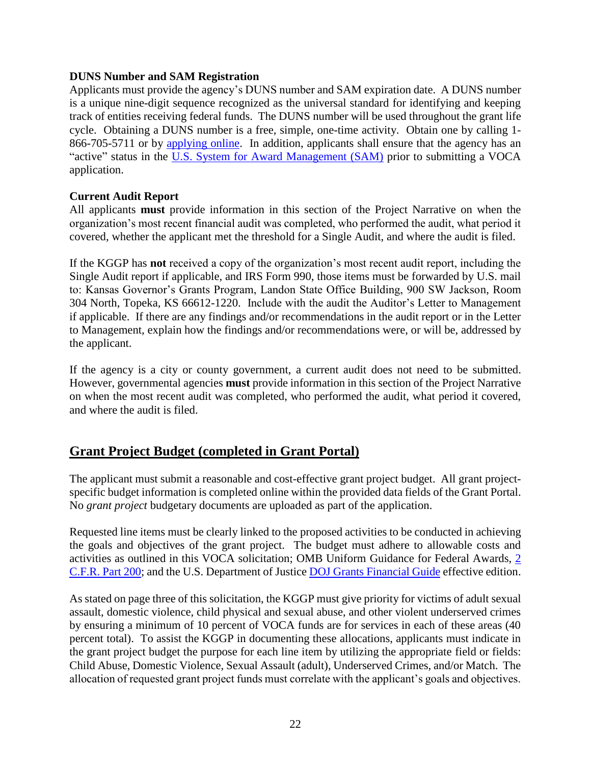### DUNS Number and SAM Registration

Applicants must provide the agency's DUNS number and SAM expiration date. A DUNS number is a unique nine-digit sequence recognized as the universal standard for identifying and keeping track of entities receiving federal funds. The DUNS number will be used throughout the grant life cycle. Obtaining a DUNS number is a free, simple, one-time activity. Obtain one by calling 1-866-705-5711 or by applying online. In addition, applicants shall ensure that the agency has an "active" status in the U.S. System for Award Management (SAM) prior to submitting a VOCA application.

### Current Audit Report

All applicants **must** provide information in this section of the Project Narrative on when the organization's most recent financial audit was completed, who performed the audit, what period it covered, whether the applicant met the threshold for a Single Audit, and where the audit is filed.

If the KGGP has **not** received a copy of the organization's most recent audit report, including the Single Audit report if applicable, and IRS Form 990, those items must be forwarded by U.S. mail to: Kansas Governor's Grants Program, Landon State Office Building, 900 SW Jackson, Room 304 North, Topeka, KS 66612-1220. Include with the audit the Auditor's Letter to Management if applicable. If there are any findings and/or recommendations in the audit report or in the Letter to Management, explain how the findings and/or recommendations were, or will be, addressed by the applicant.

If the agency is a city or county government, a current audit does not need to be submitted. However, governmental agencies **must** provide information in this section of the Project Narrative on when the most recent audit was completed, who performed the audit, what period it covered, and where the audit is filed.

## Grant Project Budget (completed in Grant Portal)

The applicant must submit a reasonable and cost-effective grant project budget. All grant project-specific budget information is completed online within the provided data fields of the Grant Portal. No *grant project* budgetary documents are uploaded as part of the application.

Requested line items must be clearly linked to the proposed activities to be conducted in achieving the goals and objectives of the grant project. The budget must adhere to allowable costs and activities as outlined in this VOCA solicitation; OMB Uniform Guidance for Federal Awards, 2 C.F.R. Part 200; and the U.S. Department of Justice DOJ Grants Financial Guide effective edition.

As stated on page three of this solicitation, the KGGP must give priority for victims of adult sexual assault, domestic violence, child physical and sexual abuse, and other violent underserved crimes by ensuring a minimum of 10 percent of VOCA funds are for services in each of these areas (40 percent total). To assist the KGGP in documenting these allocations, applicants must indicate in the grant project budget the purpose for each line item by utilizing the appropriate field or fields: Child Abuse, Domestic Violence, Sexual Assault (adult), Underserved Crimes, and/or Match. The allocation of requested grant project funds must correlate with the applicant's goals and objectives.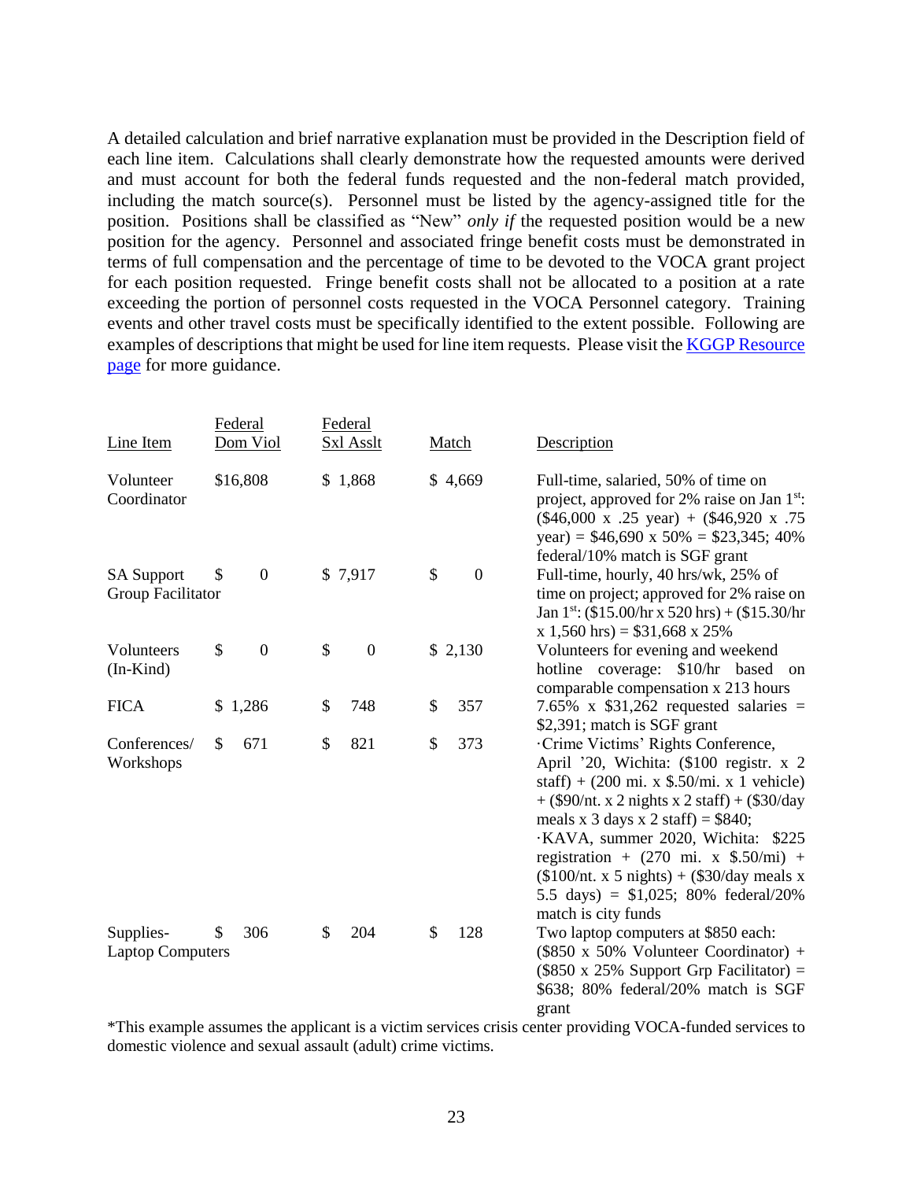A detailed calculation and brief narrative explanation must be provided in the Description field of each line item. Calculations shall clearly demonstrate how the requested amounts were derived and must account for both the federal funds requested and the non-federal match provided, including the match source(s). Personnel must be listed by the agency-assigned title for the position. Positions shall be classified as "New" *only if* the requested position would be a new position for the agency. Personnel and associated fringe benefit costs must be demonstrated in terms of full compensation and the percentage of time to be devoted to the VOCA grant project for each position requested. Fringe benefit costs shall not be allocated to a position at a rate exceeding the portion of personnel costs requested in the VOCA Personnel category. Training events and other travel costs must be specifically identified to the extent possible. Following are examples of descriptions that might be used for line item requests. Please visit the KGGP Resource page for more guidance.

| Line Item | Federal Dom Viol | Federal Sxl Asslt | Match | Description |
|---|---|---|---|---|
| Volunteer Coordinator | $16,808 | $ 1,868 | $ 4,669 | Full-time, salaried, 50% of time on project, approved for 2% raise on Jan 1st: ($46,000 x .25 year) + ($46,920 x .75 year) = $46,690 x 50% = $23,345; 40% federal/10% match is SGF grant |
| SA Support Group Facilitator | $ 0 | $ 7,917 | $ 0 | Full-time, hourly, 40 hrs/wk, 25% of time on project; approved for 2% raise on Jan 1st: ($15.00/hr x 520 hrs) + ($15.30/hr x 1,560 hrs) = $31,668 x 25% |
| Volunteers (In-Kind) | $ 0 | $ 0 | $ 2,130 | Volunteers for evening and weekend hotline coverage: $10/hr based on comparable compensation x 213 hours |
| FICA | $ 1,286 | $ 748 | $ 357 | 7.65% x $31,262 requested salaries = $2,391; match is SGF grant |
| Conferences/ Workshops | $ 671 | $ 821 | $ 373 | ·Crime Victims' Rights Conference, April '20, Wichita: ($100 registr. x 2 staff) + (200 mi. x $.50/mi. x 1 vehicle) + ($90/nt. x 2 nights x 2 staff) + ($30/day meals x 3 days x 2 staff) = $840; ·KAVA, summer 2020, Wichita: $225 registration + (270 mi. x $.50/mi) + ($100/nt. x 5 nights) + ($30/day meals x 5.5 days) = $1,025; 80% federal/20% match is city funds |
| Supplies- Laptop Computers | $ 306 | $ 204 | $ 128 | Two laptop computers at $850 each: ($850 x 50% Volunteer Coordinator) + ($850 x 25% Support Grp Facilitator) = $638; 80% federal/20% match is SGF grant |

*This example assumes the applicant is a victim services crisis center providing VOCA-funded services to domestic violence and sexual assault (adult) crime victims.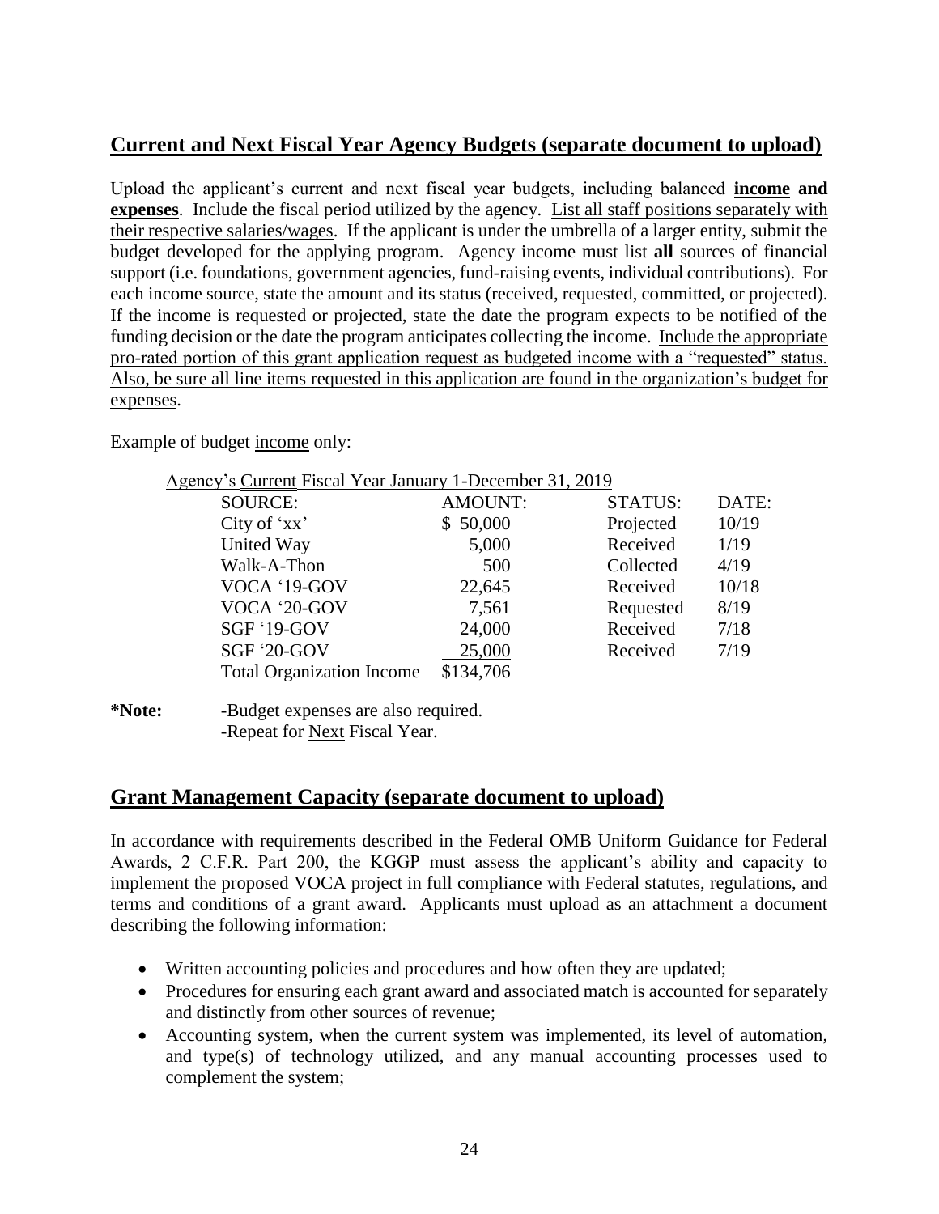## Current and Next Fiscal Year Agency Budgets (separate document to upload)

Upload the applicant's current and next fiscal year budgets, including balanced **income and expenses**. Include the fiscal period utilized by the agency. List all staff positions separately with their respective salaries/wages. If the applicant is under the umbrella of a larger entity, submit the budget developed for the applying program. Agency income must list **all** sources of financial support (i.e. foundations, government agencies, fund-raising events, individual contributions). For each income source, state the amount and its status (received, requested, committed, or projected). If the income is requested or projected, state the date the program expects to be notified of the funding decision or the date the program anticipates collecting the income. Include the appropriate pro-rated portion of this grant application request as budgeted income with a "requested" status. Also, be sure all line items requested in this application are found in the organization's budget for expenses.

Example of budget income only:

Agency's Current Fiscal Year January 1-December 31, 2019

| SOURCE: | AMOUNT: | STATUS: | DATE: |
|---|---|---|---|
| City of 'xx' | $ 50,000 | Projected | 10/19 |
| United Way | 5,000 | Received | 1/19 |
| Walk-A-Thon | 500 | Collected | 4/19 |
| VOCA '19-GOV | 22,645 | Received | 10/18 |
| VOCA '20-GOV | 7,561 | Requested | 8/19 |
| SGF '19-GOV | 24,000 | Received | 7/18 |
| SGF '20-GOV | 25,000 | Received | 7/19 |
| Total Organization Income | $134,706 | | |

**\*Note:** -Budget expenses are also required.
-Repeat for Next Fiscal Year.

## Grant Management Capacity (separate document to upload)

In accordance with requirements described in the Federal OMB Uniform Guidance for Federal Awards, 2 C.F.R. Part 200, the KGGP must assess the applicant's ability and capacity to implement the proposed VOCA project in full compliance with Federal statutes, regulations, and terms and conditions of a grant award. Applicants must upload as an attachment a document describing the following information:

- Written accounting policies and procedures and how often they are updated;
- Procedures for ensuring each grant award and associated match is accounted for separately and distinctly from other sources of revenue;
- Accounting system, when the current system was implemented, its level of automation, and type(s) of technology utilized, and any manual accounting processes used to complement the system;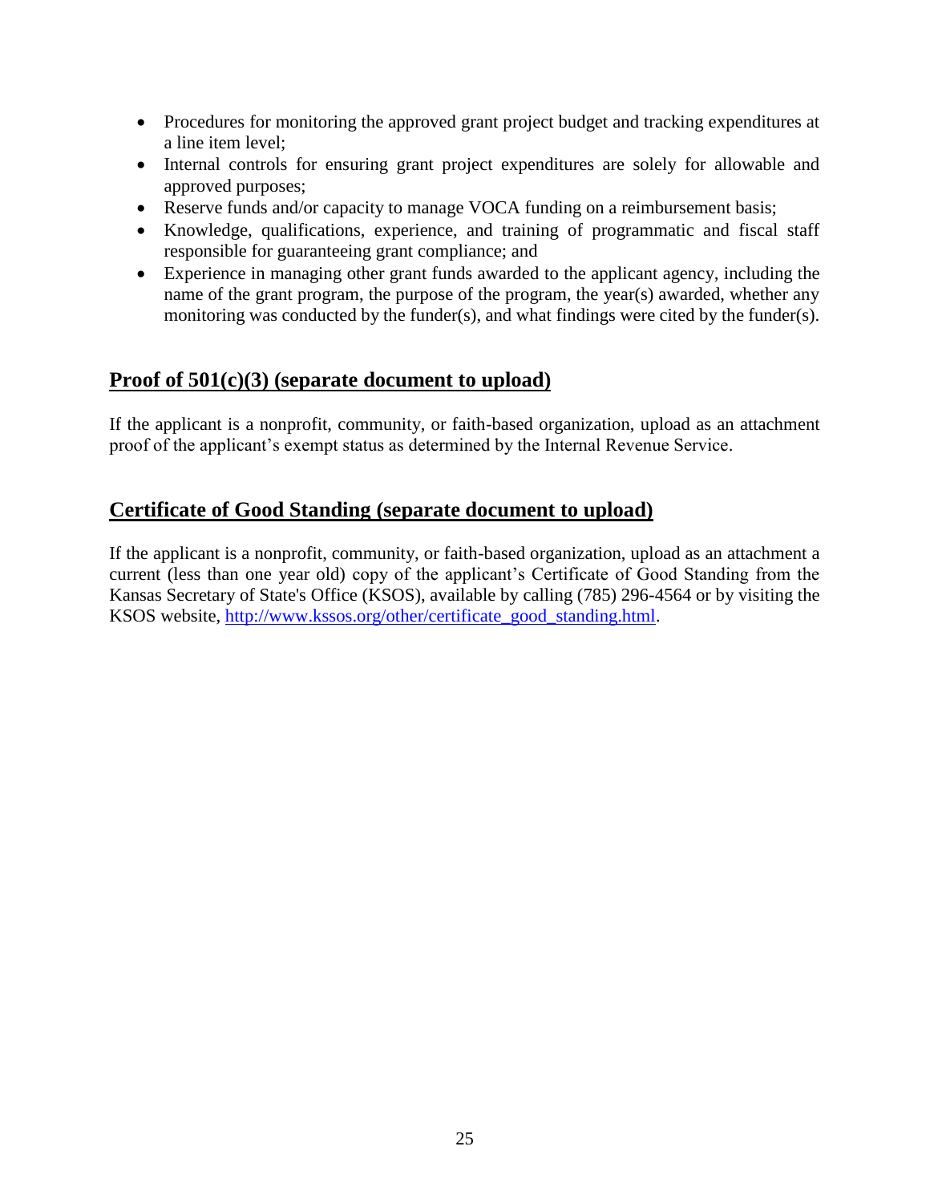- Procedures for monitoring the approved grant project budget and tracking expenditures at a line item level;
- Internal controls for ensuring grant project expenditures are solely for allowable and approved purposes;
- Reserve funds and/or capacity to manage VOCA funding on a reimbursement basis;
- Knowledge, qualifications, experience, and training of programmatic and fiscal staff responsible for guaranteeing grant compliance; and
- Experience in managing other grant funds awarded to the applicant agency, including the name of the grant program, the purpose of the program, the year(s) awarded, whether any monitoring was conducted by the funder(s), and what findings were cited by the funder(s).

## Proof of 501(c)(3) (separate document to upload)

If the applicant is a nonprofit, community, or faith-based organization, upload as an attachment proof of the applicant's exempt status as determined by the Internal Revenue Service.

## Certificate of Good Standing (separate document to upload)

If the applicant is a nonprofit, community, or faith-based organization, upload as an attachment a current (less than one year old) copy of the applicant's Certificate of Good Standing from the Kansas Secretary of State's Office (KSOS), available by calling (785) 296-4564 or by visiting the KSOS website, [http://www.kssos.org/other/certificate_good_standing.html](http://www.kssos.org/other/certificate_good_standing.html).